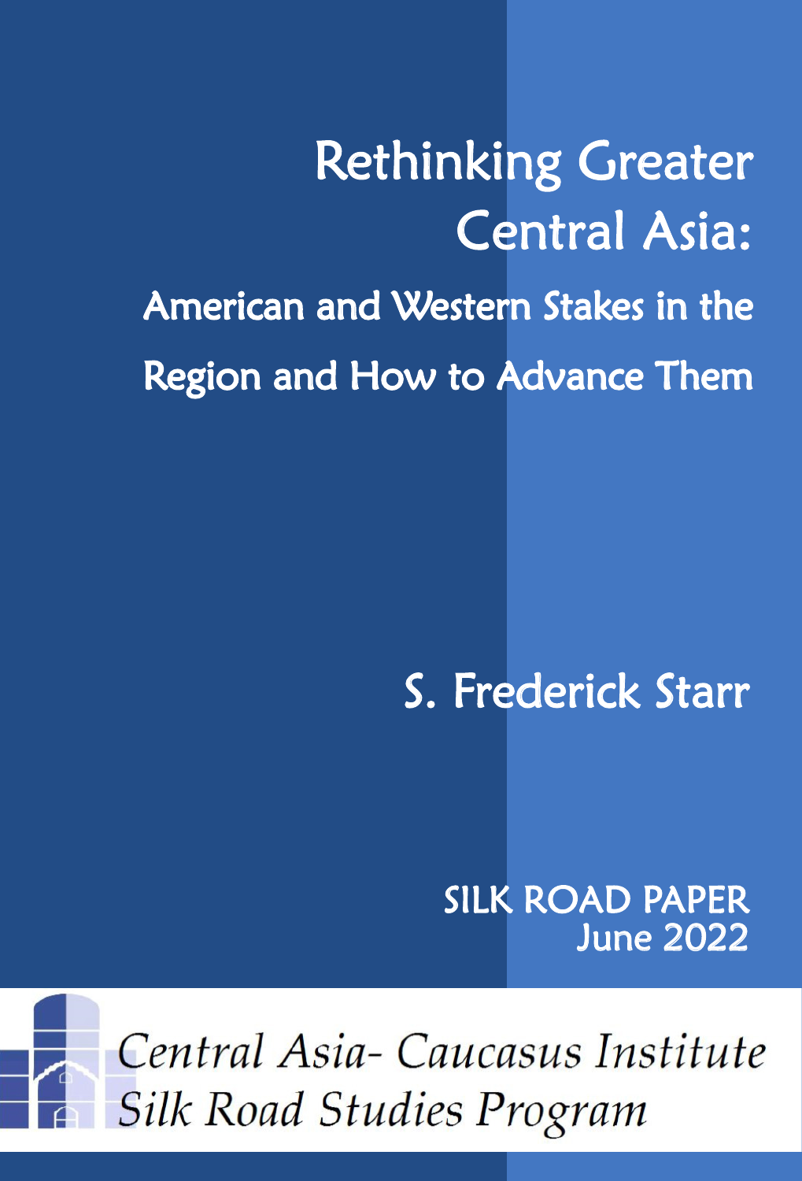# Rethinking Greater Central Asia:

## American and Western Stakes in the Region and How to Advance Them

S. Frederick Starr

SILK ROAD PAPER
June 2022

*Central Asia- Caucasus Institute*
*Silk Road Studies Program*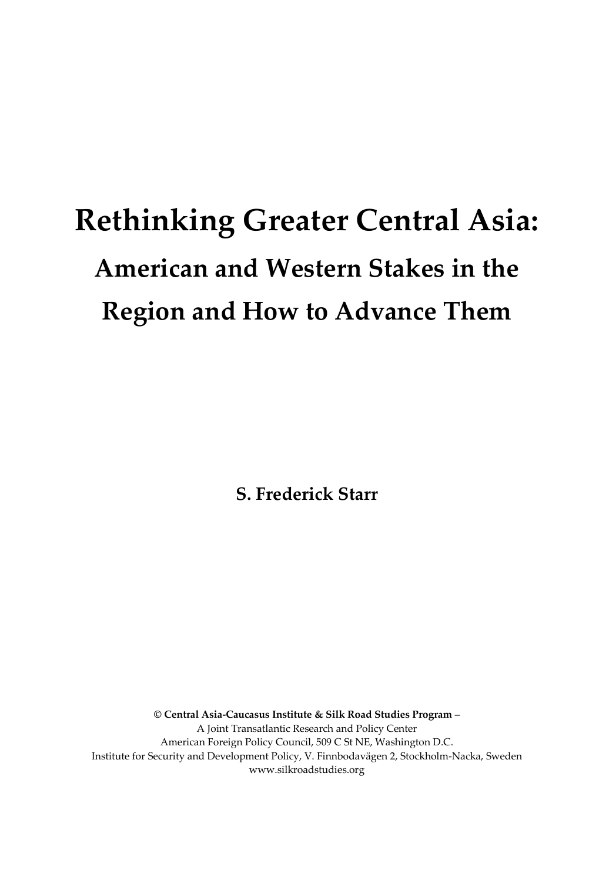# Rethinking Greater Central Asia:

## American and Western Stakes in the Region and How to Advance Them

**S. Frederick Starr**

**© Central Asia-Caucasus Institute & Silk Road Studies Program –**
A Joint Transatlantic Research and Policy Center
American Foreign Policy Council, 509 C St NE, Washington D.C.
Institute for Security and Development Policy, V. Finnbodavägen 2, Stockholm-Nacka, Sweden
www.silkroadstudies.org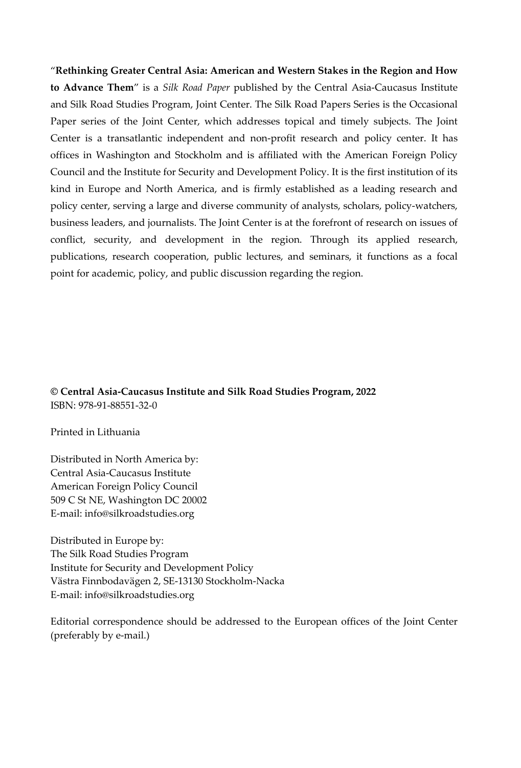"**Rethinking Greater Central Asia: American and Western Stakes in the Region and How to Advance Them**" is a *Silk Road Paper* published by the Central Asia-Caucasus Institute and Silk Road Studies Program, Joint Center. The Silk Road Papers Series is the Occasional Paper series of the Joint Center, which addresses topical and timely subjects. The Joint Center is a transatlantic independent and non-profit research and policy center. It has offices in Washington and Stockholm and is affiliated with the American Foreign Policy Council and the Institute for Security and Development Policy. It is the first institution of its kind in Europe and North America, and is firmly established as a leading research and policy center, serving a large and diverse community of analysts, scholars, policy-watchers, business leaders, and journalists. The Joint Center is at the forefront of research on issues of conflict, security, and development in the region. Through its applied research, publications, research cooperation, public lectures, and seminars, it functions as a focal point for academic, policy, and public discussion regarding the region.

**© Central Asia-Caucasus Institute and Silk Road Studies Program, 2022**
ISBN: 978-91-88551-32-0

Printed in Lithuania

Distributed in North America by:
Central Asia-Caucasus Institute
American Foreign Policy Council
509 C St NE, Washington DC 20002
E-mail: info@silkroadstudies.org

Distributed in Europe by:
The Silk Road Studies Program
Institute for Security and Development Policy
Västra Finnbodavägen 2, SE-13130 Stockholm-Nacka
E-mail: info@silkroadstudies.org

Editorial correspondence should be addressed to the European offices of the Joint Center (preferably by e-mail.)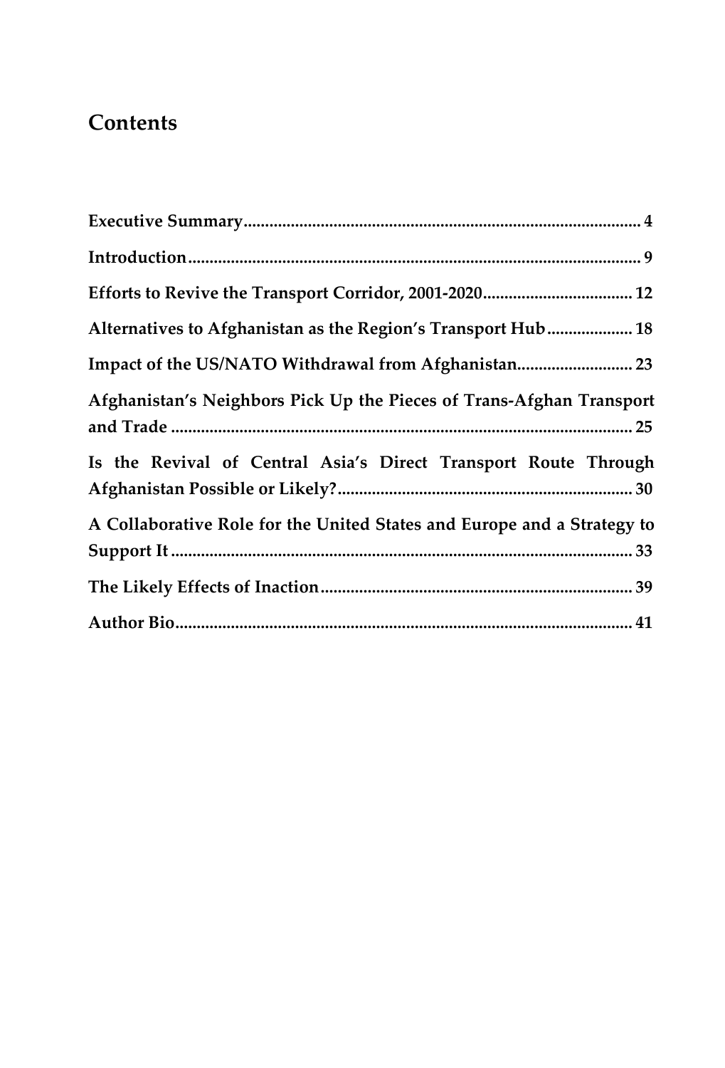## Contents

**Executive Summary**........................................................................................... **4**

**Introduction**...................................................................................................... **9**

**Efforts to Revive the Transport Corridor, 2001-2020**................................... **12**

**Alternatives to Afghanistan as the Region's Transport Hub**.................... **18**

**Impact of the US/NATO Withdrawal from Afghanistan**........................... **23**

**Afghanistan's Neighbors Pick Up the Pieces of Trans-Afghan Transport and Trade** .......................................................................................................... **25**

**Is the Revival of Central Asia's Direct Transport Route Through Afghanistan Possible or Likely?**................................................................... **30**

**A Collaborative Role for the United States and Europe and a Strategy to Support It** ........................................................................................................... **33**

**The Likely Effects of Inaction**........................................................................ **39**

**Author Bio**.......................................................................................................... **41**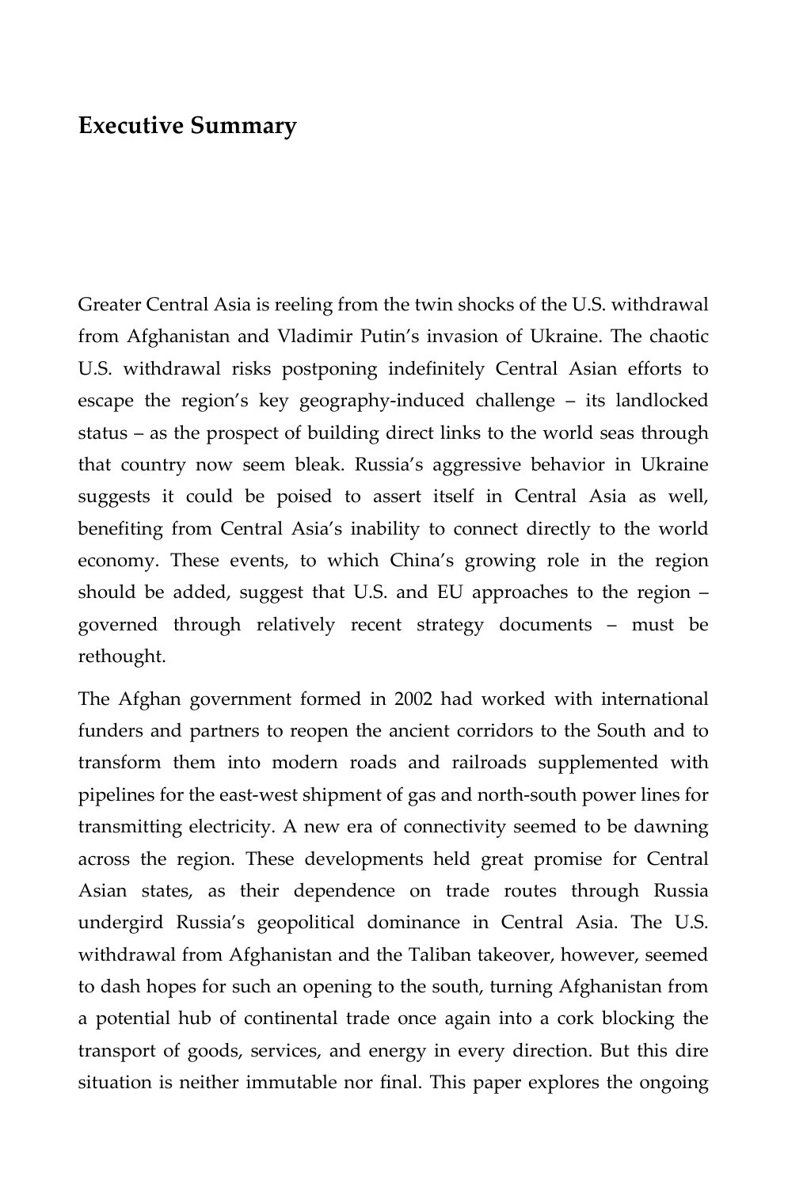# Executive Summary

Greater Central Asia is reeling from the twin shocks of the U.S. withdrawal from Afghanistan and Vladimir Putin's invasion of Ukraine. The chaotic U.S. withdrawal risks postponing indefinitely Central Asian efforts to escape the region's key geography-induced challenge – its landlocked status – as the prospect of building direct links to the world seas through that country now seem bleak. Russia's aggressive behavior in Ukraine suggests it could be poised to assert itself in Central Asia as well, benefiting from Central Asia's inability to connect directly to the world economy. These events, to which China's growing role in the region should be added, suggest that U.S. and EU approaches to the region – governed through relatively recent strategy documents – must be rethought.

The Afghan government formed in 2002 had worked with international funders and partners to reopen the ancient corridors to the South and to transform them into modern roads and railroads supplemented with pipelines for the east-west shipment of gas and north-south power lines for transmitting electricity. A new era of connectivity seemed to be dawning across the region. These developments held great promise for Central Asian states, as their dependence on trade routes through Russia undergird Russia's geopolitical dominance in Central Asia. The U.S. withdrawal from Afghanistan and the Taliban takeover, however, seemed to dash hopes for such an opening to the south, turning Afghanistan from a potential hub of continental trade once again into a cork blocking the transport of goods, services, and energy in every direction. But this dire situation is neither immutable nor final. This paper explores the ongoing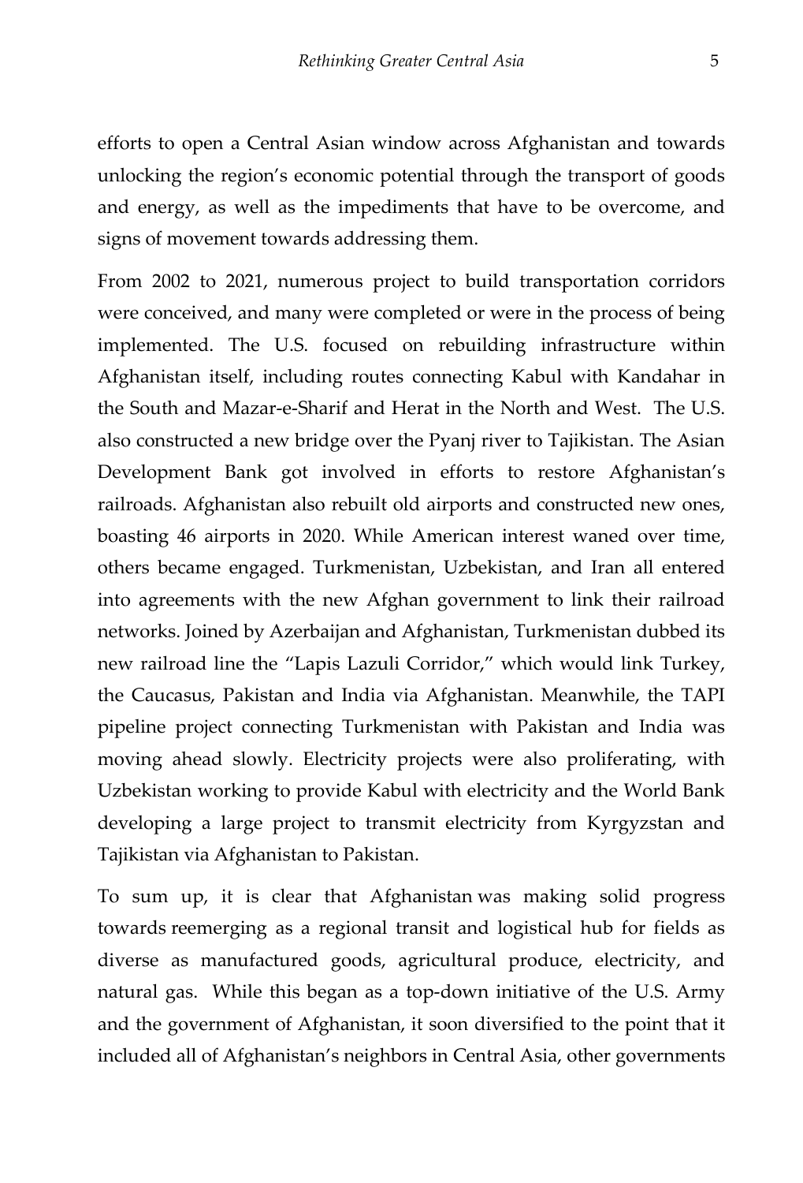efforts to open a Central Asian window across Afghanistan and towards unlocking the region's economic potential through the transport of goods and energy, as well as the impediments that have to be overcome, and signs of movement towards addressing them.

From 2002 to 2021, numerous project to build transportation corridors were conceived, and many were completed or were in the process of being implemented. The U.S. focused on rebuilding infrastructure within Afghanistan itself, including routes connecting Kabul with Kandahar in the South and Mazar-e-Sharif and Herat in the North and West. The U.S. also constructed a new bridge over the Pyanj river to Tajikistan. The Asian Development Bank got involved in efforts to restore Afghanistan's railroads. Afghanistan also rebuilt old airports and constructed new ones, boasting 46 airports in 2020. While American interest waned over time, others became engaged. Turkmenistan, Uzbekistan, and Iran all entered into agreements with the new Afghan government to link their railroad networks. Joined by Azerbaijan and Afghanistan, Turkmenistan dubbed its new railroad line the "Lapis Lazuli Corridor," which would link Turkey, the Caucasus, Pakistan and India via Afghanistan. Meanwhile, the TAPI pipeline project connecting Turkmenistan with Pakistan and India was moving ahead slowly. Electricity projects were also proliferating, with Uzbekistan working to provide Kabul with electricity and the World Bank developing a large project to transmit electricity from Kyrgyzstan and Tajikistan via Afghanistan to Pakistan.

To sum up, it is clear that Afghanistan was making solid progress towards reemerging as a regional transit and logistical hub for fields as diverse as manufactured goods, agricultural produce, electricity, and natural gas. While this began as a top-down initiative of the U.S. Army and the government of Afghanistan, it soon diversified to the point that it included all of Afghanistan's neighbors in Central Asia, other governments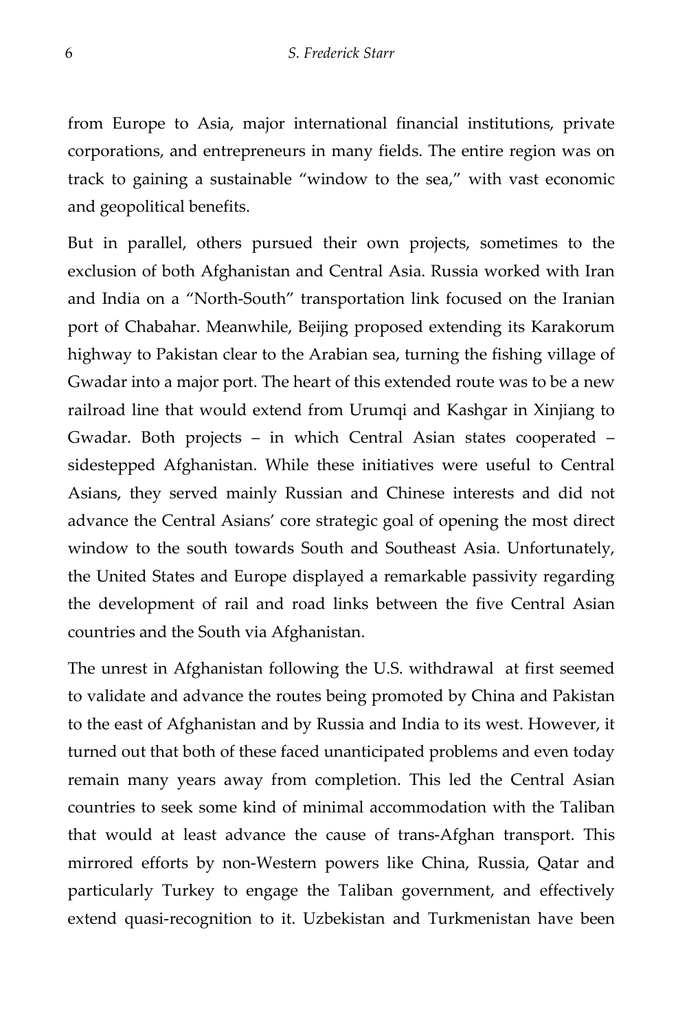from Europe to Asia, major international financial institutions, private corporations, and entrepreneurs in many fields. The entire region was on track to gaining a sustainable "window to the sea," with vast economic and geopolitical benefits.

But in parallel, others pursued their own projects, sometimes to the exclusion of both Afghanistan and Central Asia. Russia worked with Iran and India on a "North-South" transportation link focused on the Iranian port of Chabahar. Meanwhile, Beijing proposed extending its Karakorum highway to Pakistan clear to the Arabian sea, turning the fishing village of Gwadar into a major port. The heart of this extended route was to be a new railroad line that would extend from Urumqi and Kashgar in Xinjiang to Gwadar. Both projects – in which Central Asian states cooperated – sidestepped Afghanistan. While these initiatives were useful to Central Asians, they served mainly Russian and Chinese interests and did not advance the Central Asians' core strategic goal of opening the most direct window to the south towards South and Southeast Asia. Unfortunately, the United States and Europe displayed a remarkable passivity regarding the development of rail and road links between the five Central Asian countries and the South via Afghanistan.

The unrest in Afghanistan following the U.S. withdrawal at first seemed to validate and advance the routes being promoted by China and Pakistan to the east of Afghanistan and by Russia and India to its west. However, it turned out that both of these faced unanticipated problems and even today remain many years away from completion. This led the Central Asian countries to seek some kind of minimal accommodation with the Taliban that would at least advance the cause of trans-Afghan transport. This mirrored efforts by non-Western powers like China, Russia, Qatar and particularly Turkey to engage the Taliban government, and effectively extend quasi-recognition to it. Uzbekistan and Turkmenistan have been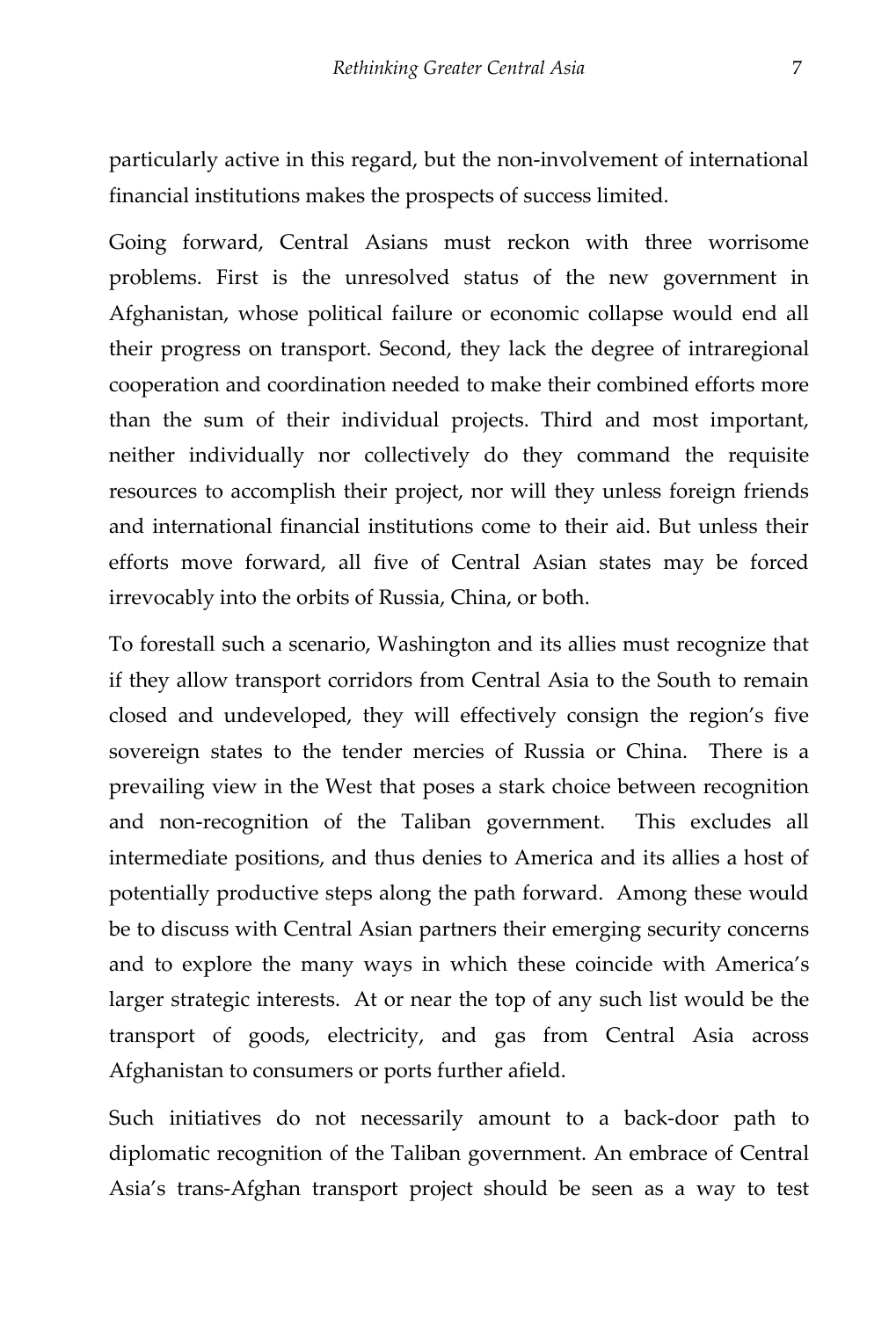particularly active in this regard, but the non-involvement of international financial institutions makes the prospects of success limited.

Going forward, Central Asians must reckon with three worrisome problems. First is the unresolved status of the new government in Afghanistan, whose political failure or economic collapse would end all their progress on transport. Second, they lack the degree of intraregional cooperation and coordination needed to make their combined efforts more than the sum of their individual projects. Third and most important, neither individually nor collectively do they command the requisite resources to accomplish their project, nor will they unless foreign friends and international financial institutions come to their aid. But unless their efforts move forward, all five of Central Asian states may be forced irrevocably into the orbits of Russia, China, or both.

To forestall such a scenario, Washington and its allies must recognize that if they allow transport corridors from Central Asia to the South to remain closed and undeveloped, they will effectively consign the region's five sovereign states to the tender mercies of Russia or China. There is a prevailing view in the West that poses a stark choice between recognition and non-recognition of the Taliban government. This excludes all intermediate positions, and thus denies to America and its allies a host of potentially productive steps along the path forward. Among these would be to discuss with Central Asian partners their emerging security concerns and to explore the many ways in which these coincide with America's larger strategic interests. At or near the top of any such list would be the transport of goods, electricity, and gas from Central Asia across Afghanistan to consumers or ports further afield.

Such initiatives do not necessarily amount to a back-door path to diplomatic recognition of the Taliban government. An embrace of Central Asia's trans-Afghan transport project should be seen as a way to test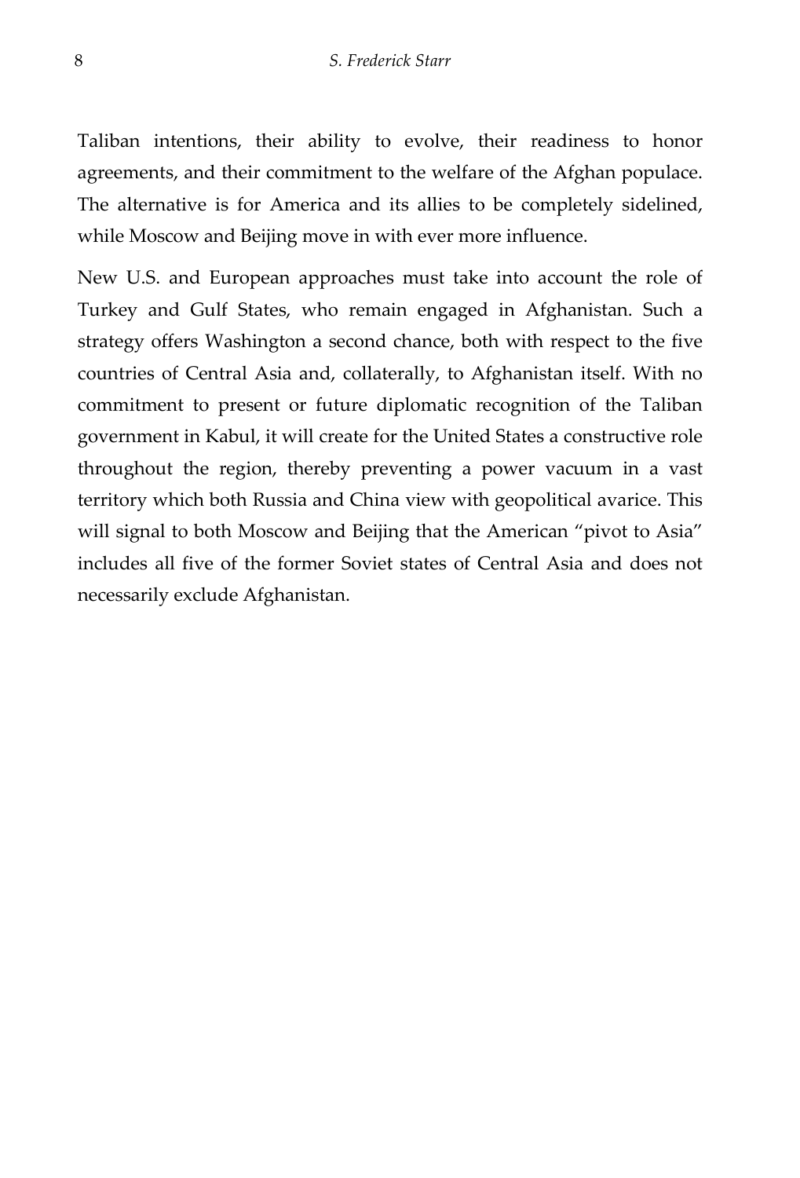Taliban intentions, their ability to evolve, their readiness to honor agreements, and their commitment to the welfare of the Afghan populace. The alternative is for America and its allies to be completely sidelined, while Moscow and Beijing move in with ever more influence.

New U.S. and European approaches must take into account the role of Turkey and Gulf States, who remain engaged in Afghanistan. Such a strategy offers Washington a second chance, both with respect to the five countries of Central Asia and, collaterally, to Afghanistan itself. With no commitment to present or future diplomatic recognition of the Taliban government in Kabul, it will create for the United States a constructive role throughout the region, thereby preventing a power vacuum in a vast territory which both Russia and China view with geopolitical avarice. This will signal to both Moscow and Beijing that the American "pivot to Asia" includes all five of the former Soviet states of Central Asia and does not necessarily exclude Afghanistan.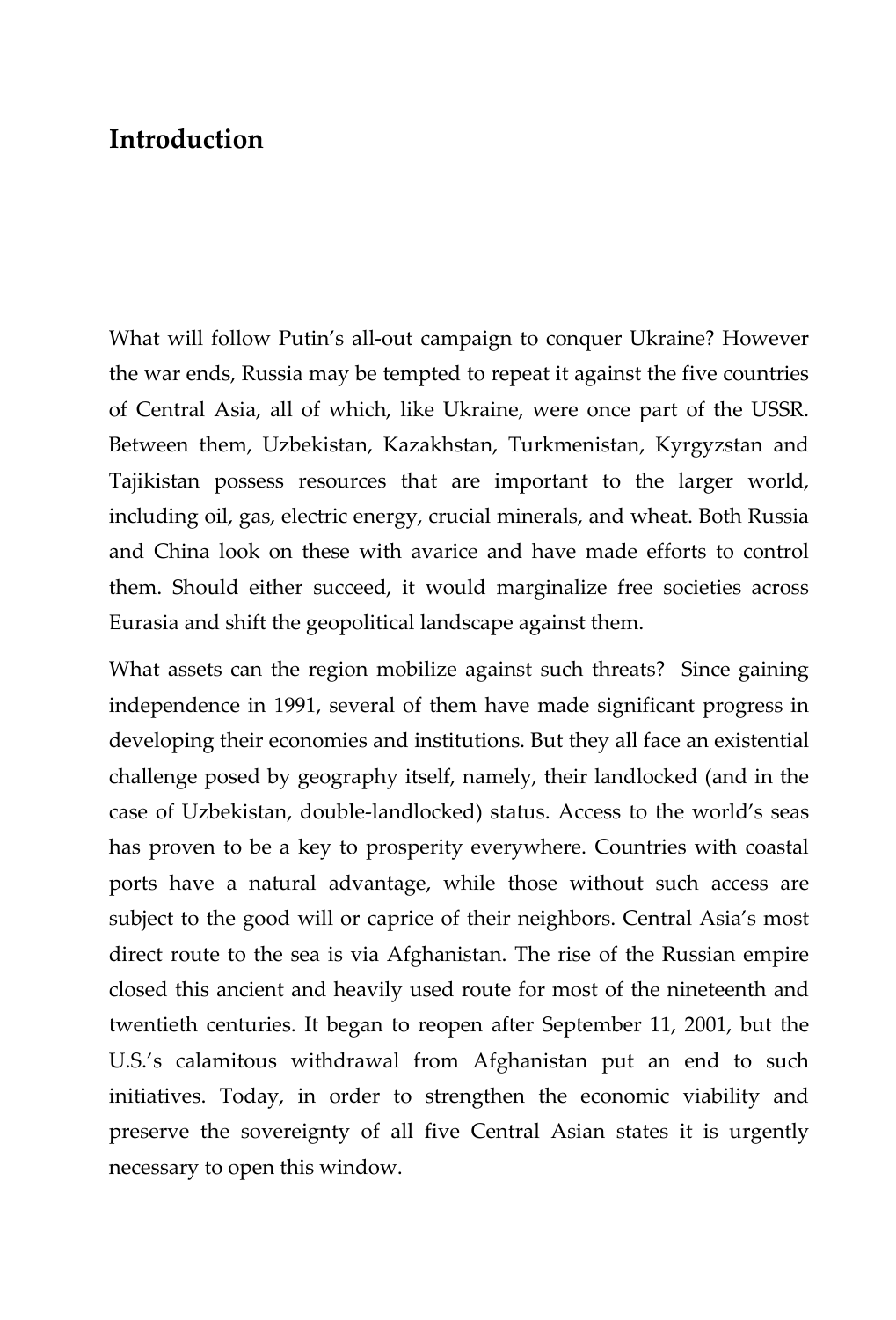# Introduction

What will follow Putin's all-out campaign to conquer Ukraine? However the war ends, Russia may be tempted to repeat it against the five countries of Central Asia, all of which, like Ukraine, were once part of the USSR. Between them, Uzbekistan, Kazakhstan, Turkmenistan, Kyrgyzstan and Tajikistan possess resources that are important to the larger world, including oil, gas, electric energy, crucial minerals, and wheat. Both Russia and China look on these with avarice and have made efforts to control them. Should either succeed, it would marginalize free societies across Eurasia and shift the geopolitical landscape against them.

What assets can the region mobilize against such threats? Since gaining independence in 1991, several of them have made significant progress in developing their economies and institutions. But they all face an existential challenge posed by geography itself, namely, their landlocked (and in the case of Uzbekistan, double-landlocked) status. Access to the world's seas has proven to be a key to prosperity everywhere. Countries with coastal ports have a natural advantage, while those without such access are subject to the good will or caprice of their neighbors. Central Asia's most direct route to the sea is via Afghanistan. The rise of the Russian empire closed this ancient and heavily used route for most of the nineteenth and twentieth centuries. It began to reopen after September 11, 2001, but the U.S.'s calamitous withdrawal from Afghanistan put an end to such initiatives. Today, in order to strengthen the economic viability and preserve the sovereignty of all five Central Asian states it is urgently necessary to open this window.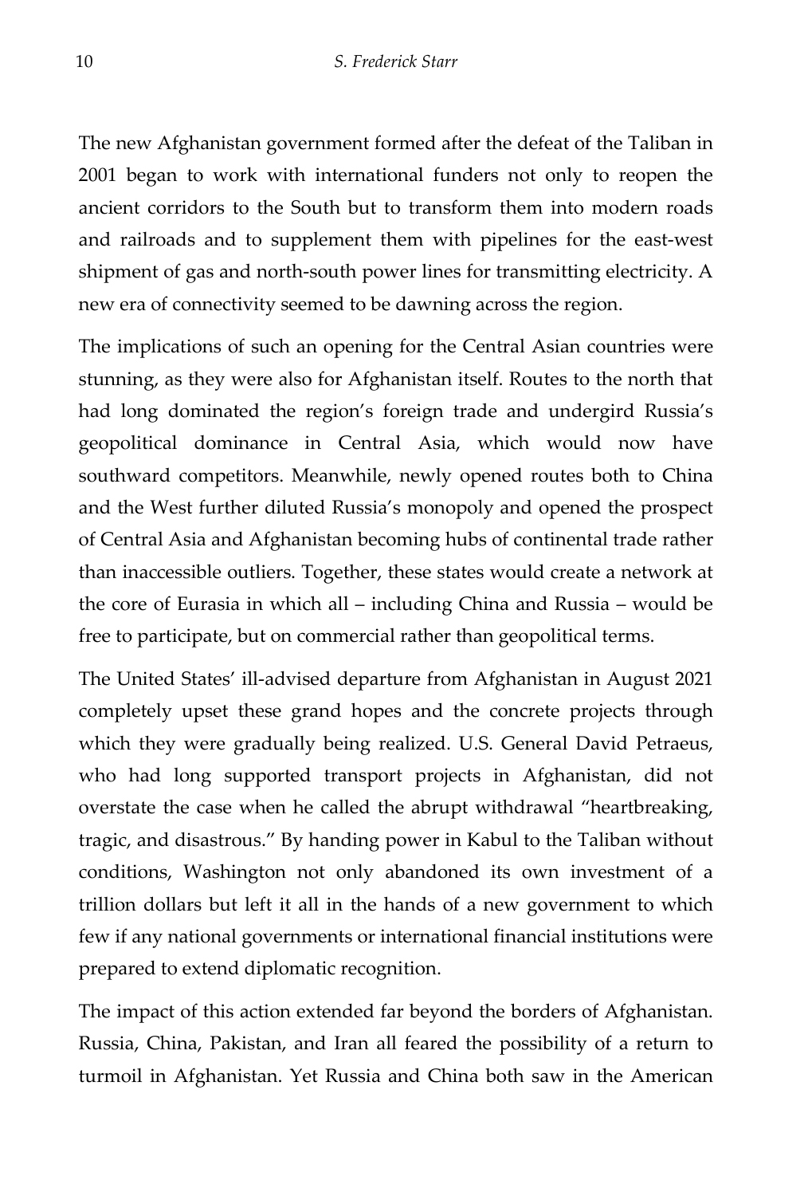The new Afghanistan government formed after the defeat of the Taliban in 2001 began to work with international funders not only to reopen the ancient corridors to the South but to transform them into modern roads and railroads and to supplement them with pipelines for the east-west shipment of gas and north-south power lines for transmitting electricity. A new era of connectivity seemed to be dawning across the region.

The implications of such an opening for the Central Asian countries were stunning, as they were also for Afghanistan itself. Routes to the north that had long dominated the region's foreign trade and undergird Russia's geopolitical dominance in Central Asia, which would now have southward competitors. Meanwhile, newly opened routes both to China and the West further diluted Russia's monopoly and opened the prospect of Central Asia and Afghanistan becoming hubs of continental trade rather than inaccessible outliers. Together, these states would create a network at the core of Eurasia in which all – including China and Russia – would be free to participate, but on commercial rather than geopolitical terms.

The United States' ill-advised departure from Afghanistan in August 2021 completely upset these grand hopes and the concrete projects through which they were gradually being realized. U.S. General David Petraeus, who had long supported transport projects in Afghanistan, did not overstate the case when he called the abrupt withdrawal "heartbreaking, tragic, and disastrous." By handing power in Kabul to the Taliban without conditions, Washington not only abandoned its own investment of a trillion dollars but left it all in the hands of a new government to which few if any national governments or international financial institutions were prepared to extend diplomatic recognition.

The impact of this action extended far beyond the borders of Afghanistan. Russia, China, Pakistan, and Iran all feared the possibility of a return to turmoil in Afghanistan. Yet Russia and China both saw in the American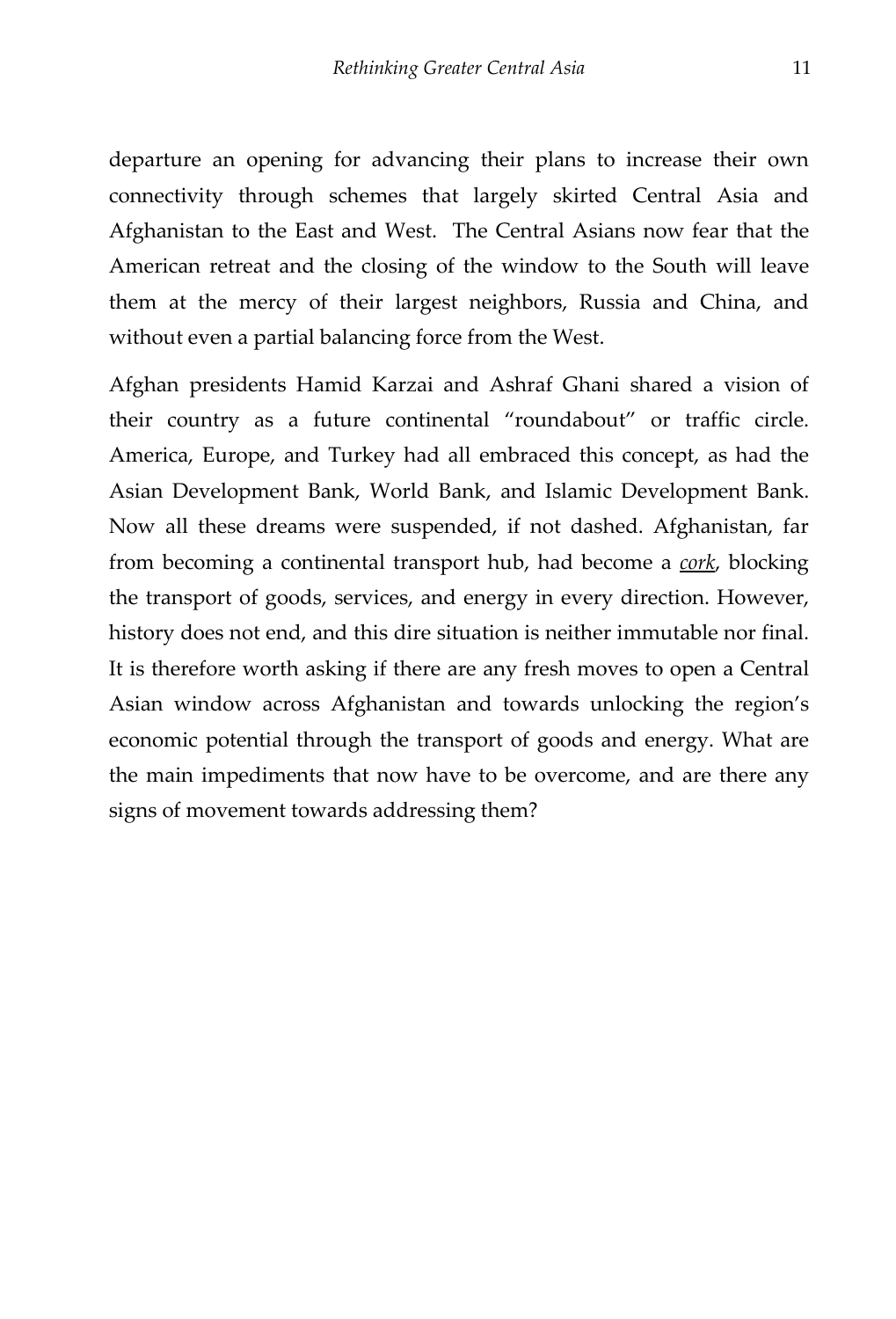departure an opening for advancing their plans to increase their own connectivity through schemes that largely skirted Central Asia and Afghanistan to the East and West. The Central Asians now fear that the American retreat and the closing of the window to the South will leave them at the mercy of their largest neighbors, Russia and China, and without even a partial balancing force from the West.

Afghan presidents Hamid Karzai and Ashraf Ghani shared a vision of their country as a future continental "roundabout" or traffic circle. America, Europe, and Turkey had all embraced this concept, as had the Asian Development Bank, World Bank, and Islamic Development Bank. Now all these dreams were suspended, if not dashed. Afghanistan, far from becoming a continental transport hub, had become a *cork*, blocking the transport of goods, services, and energy in every direction. However, history does not end, and this dire situation is neither immutable nor final. It is therefore worth asking if there are any fresh moves to open a Central Asian window across Afghanistan and towards unlocking the region's economic potential through the transport of goods and energy. What are the main impediments that now have to be overcome, and are there any signs of movement towards addressing them?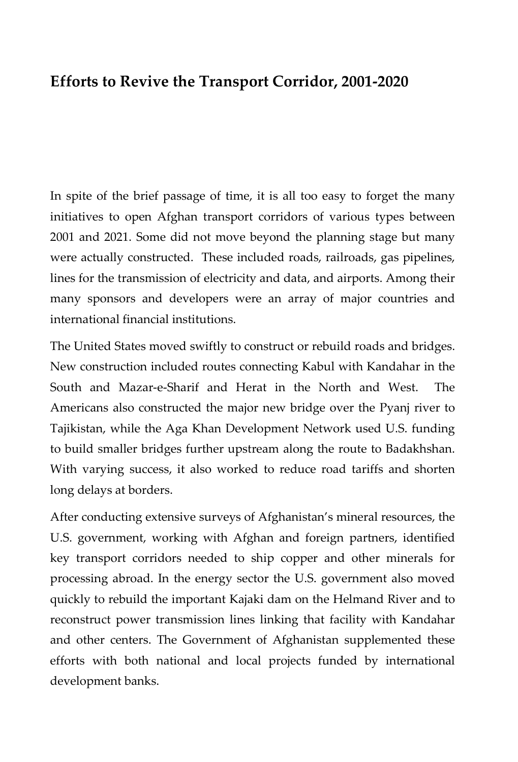## Efforts to Revive the Transport Corridor, 2001-2020

In spite of the brief passage of time, it is all too easy to forget the many initiatives to open Afghan transport corridors of various types between 2001 and 2021. Some did not move beyond the planning stage but many were actually constructed. These included roads, railroads, gas pipelines, lines for the transmission of electricity and data, and airports. Among their many sponsors and developers were an array of major countries and international financial institutions.

The United States moved swiftly to construct or rebuild roads and bridges. New construction included routes connecting Kabul with Kandahar in the South and Mazar-e-Sharif and Herat in the North and West. The Americans also constructed the major new bridge over the Pyanj river to Tajikistan, while the Aga Khan Development Network used U.S. funding to build smaller bridges further upstream along the route to Badakhshan. With varying success, it also worked to reduce road tariffs and shorten long delays at borders.

After conducting extensive surveys of Afghanistan's mineral resources, the U.S. government, working with Afghan and foreign partners, identified key transport corridors needed to ship copper and other minerals for processing abroad. In the energy sector the U.S. government also moved quickly to rebuild the important Kajaki dam on the Helmand River and to reconstruct power transmission lines linking that facility with Kandahar and other centers. The Government of Afghanistan supplemented these efforts with both national and local projects funded by international development banks.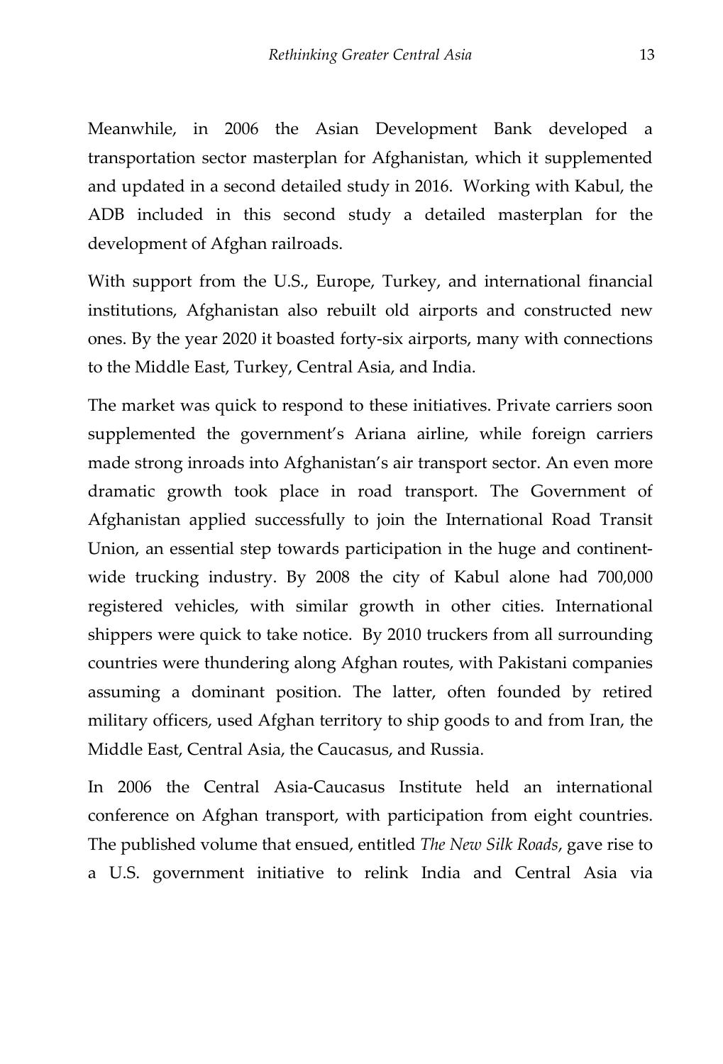Meanwhile, in 2006 the Asian Development Bank developed a transportation sector masterplan for Afghanistan, which it supplemented and updated in a second detailed study in 2016. Working with Kabul, the ADB included in this second study a detailed masterplan for the development of Afghan railroads.

With support from the U.S., Europe, Turkey, and international financial institutions, Afghanistan also rebuilt old airports and constructed new ones. By the year 2020 it boasted forty-six airports, many with connections to the Middle East, Turkey, Central Asia, and India.

The market was quick to respond to these initiatives. Private carriers soon supplemented the government's Ariana airline, while foreign carriers made strong inroads into Afghanistan's air transport sector. An even more dramatic growth took place in road transport. The Government of Afghanistan applied successfully to join the International Road Transit Union, an essential step towards participation in the huge and continent-wide trucking industry. By 2008 the city of Kabul alone had 700,000 registered vehicles, with similar growth in other cities. International shippers were quick to take notice. By 2010 truckers from all surrounding countries were thundering along Afghan routes, with Pakistani companies assuming a dominant position. The latter, often founded by retired military officers, used Afghan territory to ship goods to and from Iran, the Middle East, Central Asia, the Caucasus, and Russia.

In 2006 the Central Asia-Caucasus Institute held an international conference on Afghan transport, with participation from eight countries. The published volume that ensued, entitled *The New Silk Roads*, gave rise to a U.S. government initiative to relink India and Central Asia via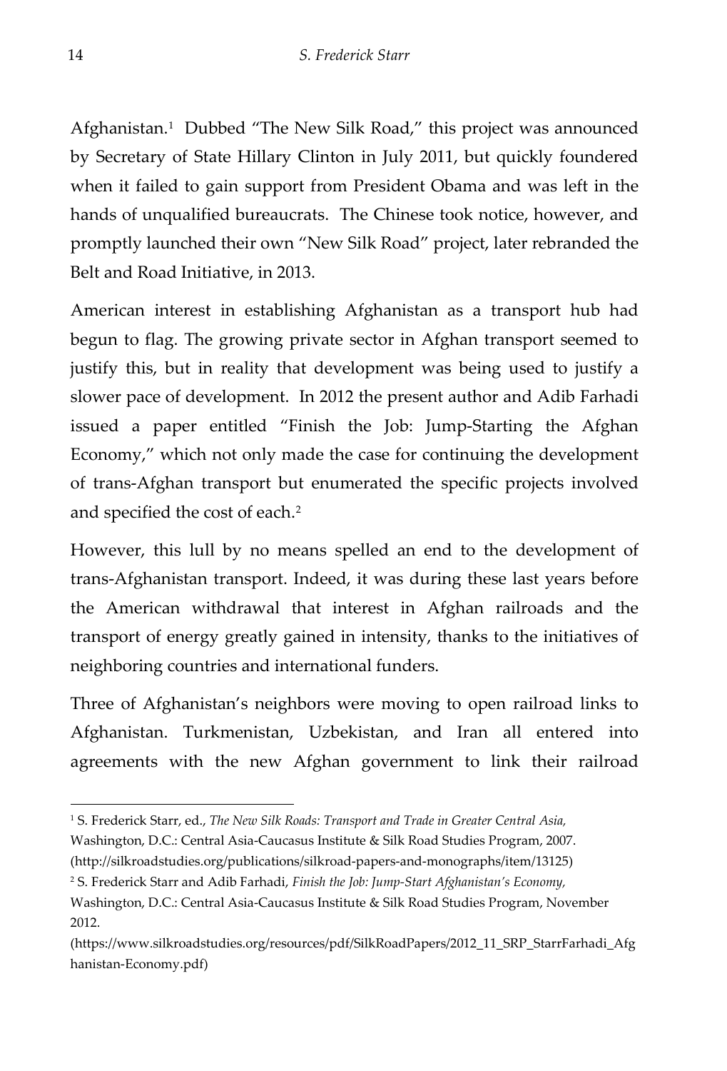Afghanistan.[1] Dubbed "The New Silk Road," this project was announced by Secretary of State Hillary Clinton in July 2011, but quickly foundered when it failed to gain support from President Obama and was left in the hands of unqualified bureaucrats. The Chinese took notice, however, and promptly launched their own "New Silk Road" project, later rebranded the Belt and Road Initiative, in 2013.

American interest in establishing Afghanistan as a transport hub had begun to flag. The growing private sector in Afghan transport seemed to justify this, but in reality that development was being used to justify a slower pace of development. In 2012 the present author and Adib Farhadi issued a paper entitled "Finish the Job: Jump-Starting the Afghan Economy," which not only made the case for continuing the development of trans-Afghan transport but enumerated the specific projects involved and specified the cost of each.[2]

However, this lull by no means spelled an end to the development of trans-Afghanistan transport. Indeed, it was during these last years before the American withdrawal that interest in Afghan railroads and the transport of energy greatly gained in intensity, thanks to the initiatives of neighboring countries and international funders.

Three of Afghanistan's neighbors were moving to open railroad links to Afghanistan. Turkmenistan, Uzbekistan, and Iran all entered into agreements with the new Afghan government to link their railroad

---

[1] S. Frederick Starr, ed., *The New Silk Roads: Transport and Trade in Greater Central Asia,* Washington, D.C.: Central Asia-Caucasus Institute & Silk Road Studies Program, 2007. (http://silkroadstudies.org/publications/silkroad-papers-and-monographs/item/13125)

[2] S. Frederick Starr and Adib Farhadi, *Finish the Job: Jump-Start Afghanistan's Economy,* Washington, D.C.: Central Asia-Caucasus Institute & Silk Road Studies Program, November 2012. (https://www.silkroadstudies.org/resources/pdf/SilkRoadPapers/2012_11_SRP_StarrFarhadi_Afghanistan-Economy.pdf)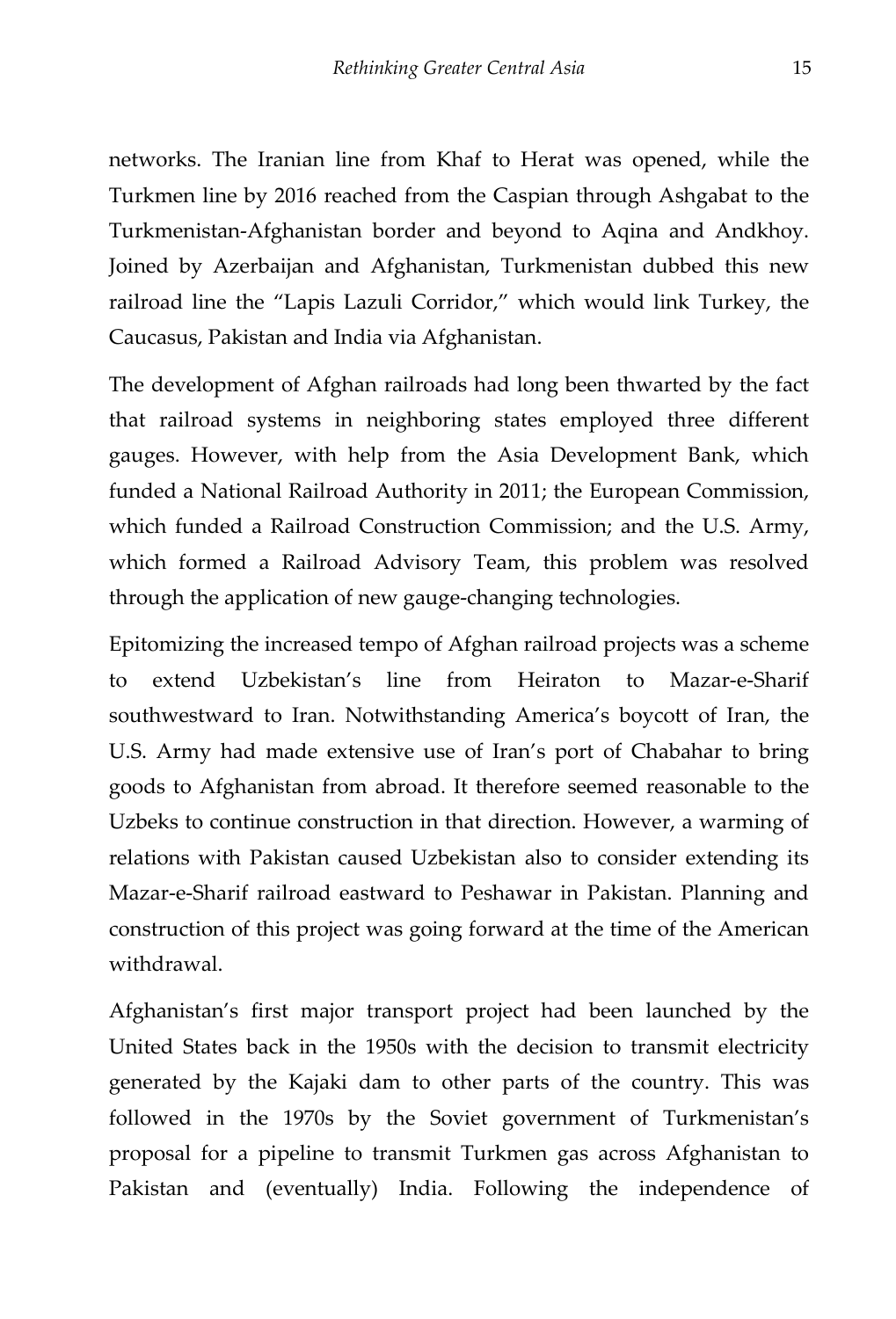networks. The Iranian line from Khaf to Herat was opened, while the Turkmen line by 2016 reached from the Caspian through Ashgabat to the Turkmenistan-Afghanistan border and beyond to Aqina and Andkhoy. Joined by Azerbaijan and Afghanistan, Turkmenistan dubbed this new railroad line the "Lapis Lazuli Corridor," which would link Turkey, the Caucasus, Pakistan and India via Afghanistan.

The development of Afghan railroads had long been thwarted by the fact that railroad systems in neighboring states employed three different gauges. However, with help from the Asia Development Bank, which funded a National Railroad Authority in 2011; the European Commission, which funded a Railroad Construction Commission; and the U.S. Army, which formed a Railroad Advisory Team, this problem was resolved through the application of new gauge-changing technologies.

Epitomizing the increased tempo of Afghan railroad projects was a scheme to extend Uzbekistan's line from Heiraton to Mazar-e-Sharif southwestward to Iran. Notwithstanding America's boycott of Iran, the U.S. Army had made extensive use of Iran's port of Chabahar to bring goods to Afghanistan from abroad. It therefore seemed reasonable to the Uzbeks to continue construction in that direction. However, a warming of relations with Pakistan caused Uzbekistan also to consider extending its Mazar-e-Sharif railroad eastward to Peshawar in Pakistan. Planning and construction of this project was going forward at the time of the American withdrawal.

Afghanistan's first major transport project had been launched by the United States back in the 1950s with the decision to transmit electricity generated by the Kajaki dam to other parts of the country. This was followed in the 1970s by the Soviet government of Turkmenistan's proposal for a pipeline to transmit Turkmen gas across Afghanistan to Pakistan and (eventually) India. Following the independence of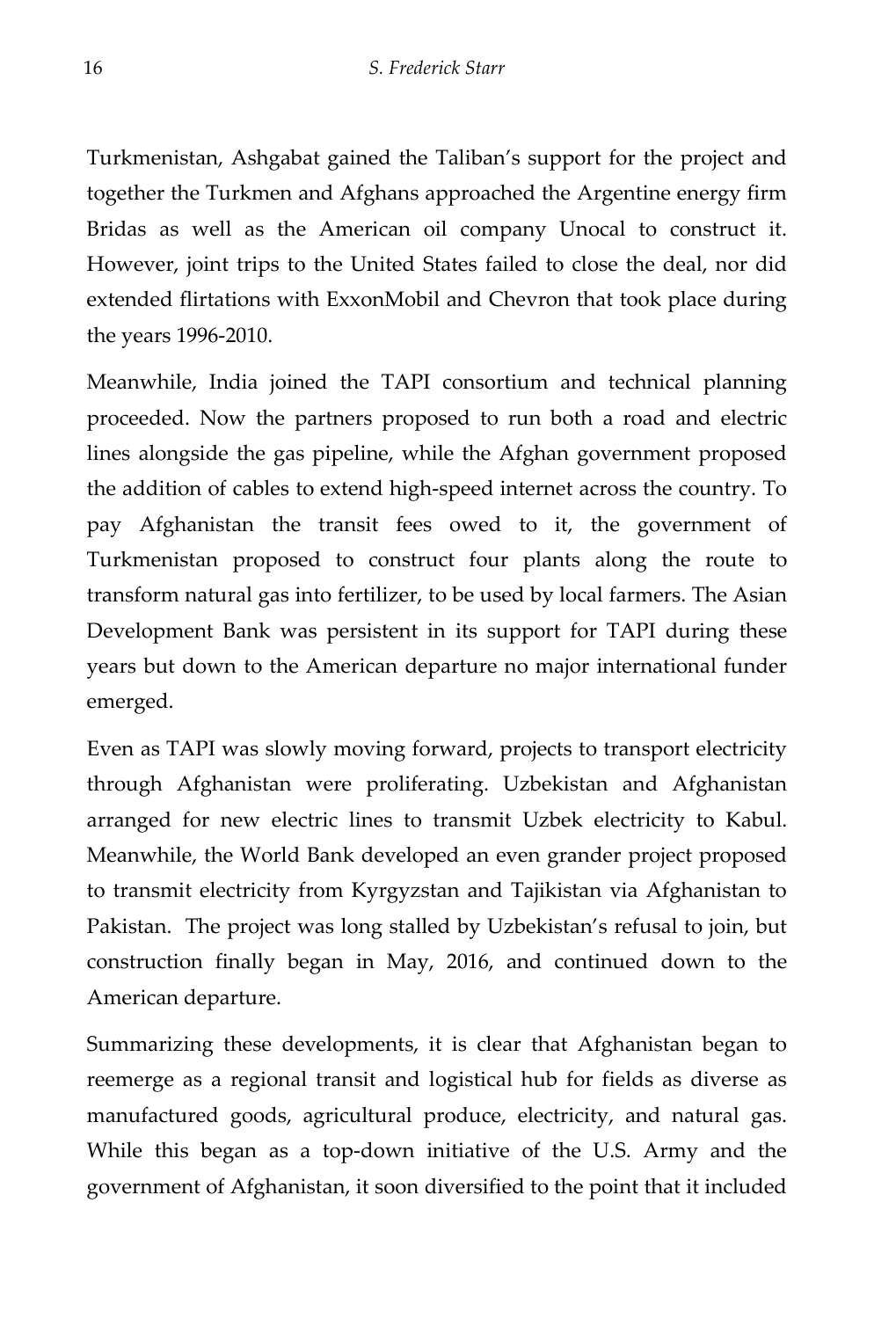Turkmenistan, Ashgabat gained the Taliban's support for the project and together the Turkmen and Afghans approached the Argentine energy firm Bridas as well as the American oil company Unocal to construct it. However, joint trips to the United States failed to close the deal, nor did extended flirtations with ExxonMobil and Chevron that took place during the years 1996-2010.

Meanwhile, India joined the TAPI consortium and technical planning proceeded. Now the partners proposed to run both a road and electric lines alongside the gas pipeline, while the Afghan government proposed the addition of cables to extend high-speed internet across the country. To pay Afghanistan the transit fees owed to it, the government of Turkmenistan proposed to construct four plants along the route to transform natural gas into fertilizer, to be used by local farmers. The Asian Development Bank was persistent in its support for TAPI during these years but down to the American departure no major international funder emerged.

Even as TAPI was slowly moving forward, projects to transport electricity through Afghanistan were proliferating. Uzbekistan and Afghanistan arranged for new electric lines to transmit Uzbek electricity to Kabul. Meanwhile, the World Bank developed an even grander project proposed to transmit electricity from Kyrgyzstan and Tajikistan via Afghanistan to Pakistan. The project was long stalled by Uzbekistan's refusal to join, but construction finally began in May, 2016, and continued down to the American departure.

Summarizing these developments, it is clear that Afghanistan began to reemerge as a regional transit and logistical hub for fields as diverse as manufactured goods, agricultural produce, electricity, and natural gas. While this began as a top-down initiative of the U.S. Army and the government of Afghanistan, it soon diversified to the point that it included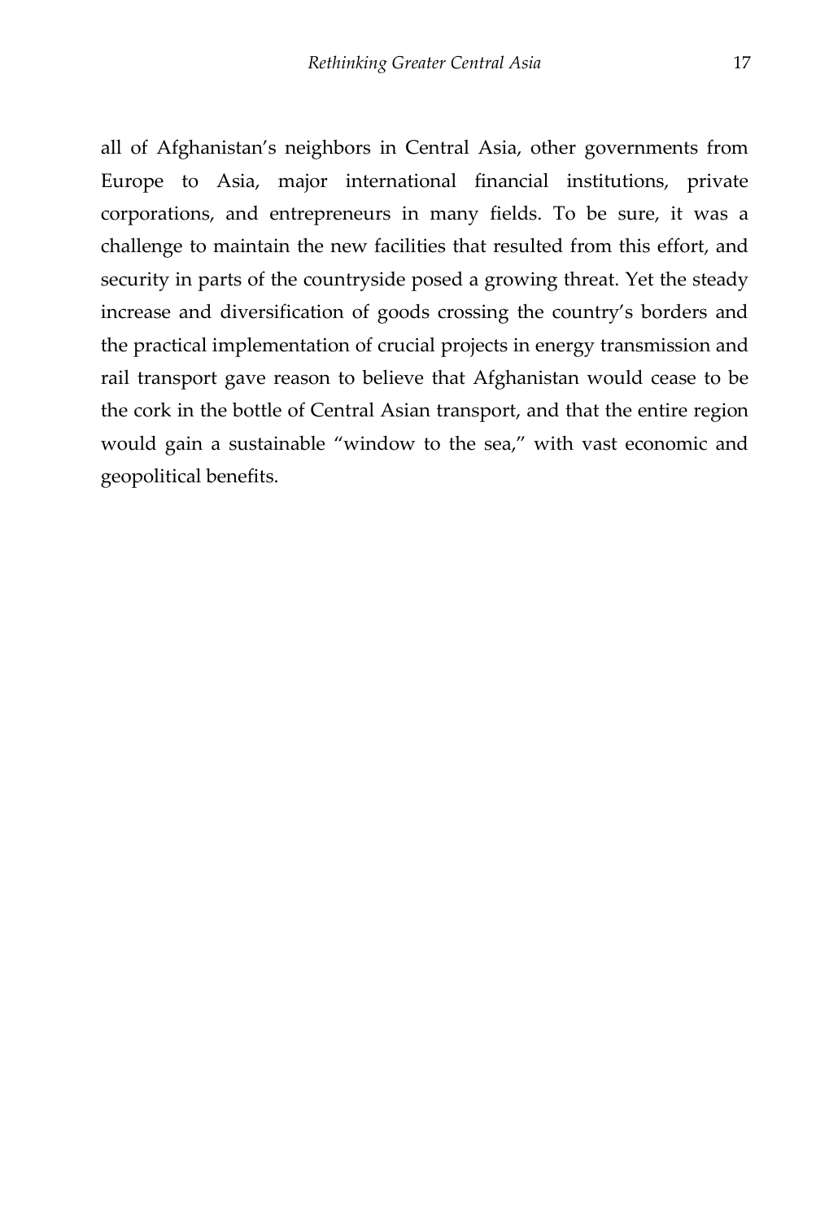all of Afghanistan's neighbors in Central Asia, other governments from Europe to Asia, major international financial institutions, private corporations, and entrepreneurs in many fields. To be sure, it was a challenge to maintain the new facilities that resulted from this effort, and security in parts of the countryside posed a growing threat. Yet the steady increase and diversification of goods crossing the country's borders and the practical implementation of crucial projects in energy transmission and rail transport gave reason to believe that Afghanistan would cease to be the cork in the bottle of Central Asian transport, and that the entire region would gain a sustainable "window to the sea," with vast economic and geopolitical benefits.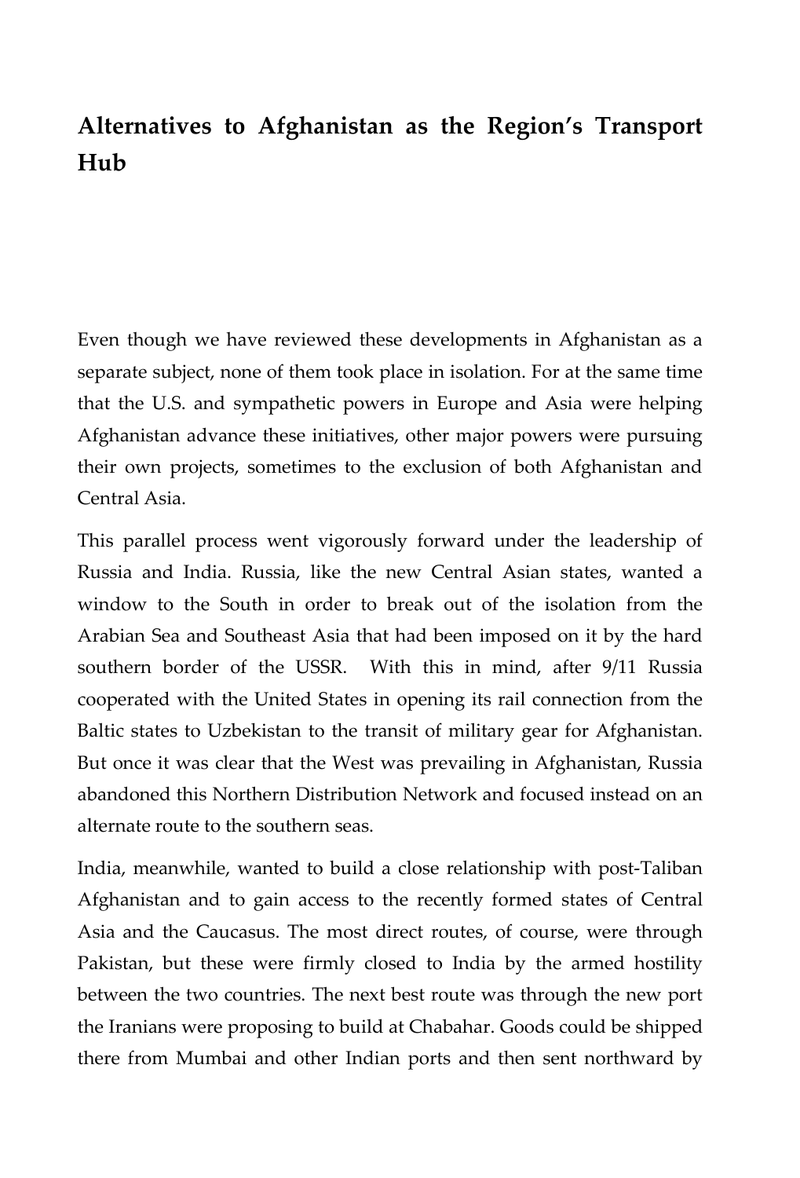## Alternatives to Afghanistan as the Region's Transport Hub

Even though we have reviewed these developments in Afghanistan as a separate subject, none of them took place in isolation. For at the same time that the U.S. and sympathetic powers in Europe and Asia were helping Afghanistan advance these initiatives, other major powers were pursuing their own projects, sometimes to the exclusion of both Afghanistan and Central Asia.

This parallel process went vigorously forward under the leadership of Russia and India. Russia, like the new Central Asian states, wanted a window to the South in order to break out of the isolation from the Arabian Sea and Southeast Asia that had been imposed on it by the hard southern border of the USSR. With this in mind, after 9/11 Russia cooperated with the United States in opening its rail connection from the Baltic states to Uzbekistan to the transit of military gear for Afghanistan. But once it was clear that the West was prevailing in Afghanistan, Russia abandoned this Northern Distribution Network and focused instead on an alternate route to the southern seas.

India, meanwhile, wanted to build a close relationship with post-Taliban Afghanistan and to gain access to the recently formed states of Central Asia and the Caucasus. The most direct routes, of course, were through Pakistan, but these were firmly closed to India by the armed hostility between the two countries. The next best route was through the new port the Iranians were proposing to build at Chabahar. Goods could be shipped there from Mumbai and other Indian ports and then sent northward by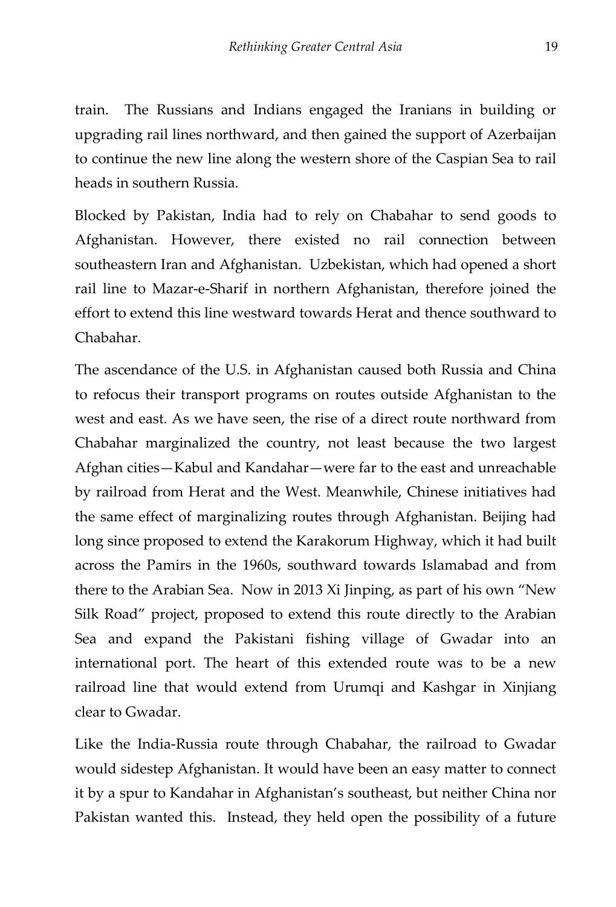train. The Russians and Indians engaged the Iranians in building or upgrading rail lines northward, and then gained the support of Azerbaijan to continue the new line along the western shore of the Caspian Sea to rail heads in southern Russia.

Blocked by Pakistan, India had to rely on Chabahar to send goods to Afghanistan. However, there existed no rail connection between southeastern Iran and Afghanistan. Uzbekistan, which had opened a short rail line to Mazar-e-Sharif in northern Afghanistan, therefore joined the effort to extend this line westward towards Herat and thence southward to Chabahar.

The ascendance of the U.S. in Afghanistan caused both Russia and China to refocus their transport programs on routes outside Afghanistan to the west and east. As we have seen, the rise of a direct route northward from Chabahar marginalized the country, not least because the two largest Afghan cities—Kabul and Kandahar—were far to the east and unreachable by railroad from Herat and the West. Meanwhile, Chinese initiatives had the same effect of marginalizing routes through Afghanistan. Beijing had long since proposed to extend the Karakorum Highway, which it had built across the Pamirs in the 1960s, southward towards Islamabad and from there to the Arabian Sea. Now in 2013 Xi Jinping, as part of his own "New Silk Road" project, proposed to extend this route directly to the Arabian Sea and expand the Pakistani fishing village of Gwadar into an international port. The heart of this extended route was to be a new railroad line that would extend from Urumqi and Kashgar in Xinjiang clear to Gwadar.

Like the India-Russia route through Chabahar, the railroad to Gwadar would sidestep Afghanistan. It would have been an easy matter to connect it by a spur to Kandahar in Afghanistan's southeast, but neither China nor Pakistan wanted this. Instead, they held open the possibility of a future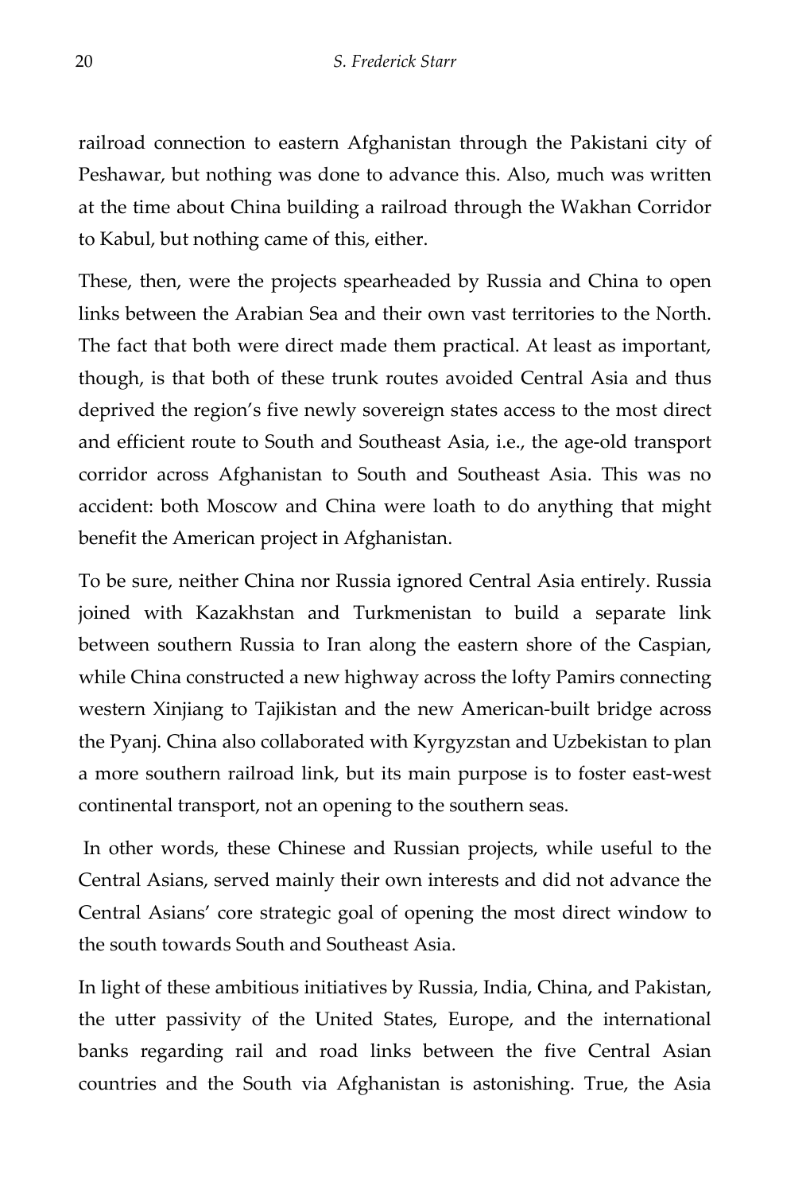railroad connection to eastern Afghanistan through the Pakistani city of Peshawar, but nothing was done to advance this. Also, much was written at the time about China building a railroad through the Wakhan Corridor to Kabul, but nothing came of this, either.

These, then, were the projects spearheaded by Russia and China to open links between the Arabian Sea and their own vast territories to the North. The fact that both were direct made them practical. At least as important, though, is that both of these trunk routes avoided Central Asia and thus deprived the region's five newly sovereign states access to the most direct and efficient route to South and Southeast Asia, i.e., the age-old transport corridor across Afghanistan to South and Southeast Asia. This was no accident: both Moscow and China were loath to do anything that might benefit the American project in Afghanistan.

To be sure, neither China nor Russia ignored Central Asia entirely. Russia joined with Kazakhstan and Turkmenistan to build a separate link between southern Russia to Iran along the eastern shore of the Caspian, while China constructed a new highway across the lofty Pamirs connecting western Xinjiang to Tajikistan and the new American-built bridge across the Pyanj. China also collaborated with Kyrgyzstan and Uzbekistan to plan a more southern railroad link, but its main purpose is to foster east-west continental transport, not an opening to the southern seas.

In other words, these Chinese and Russian projects, while useful to the Central Asians, served mainly their own interests and did not advance the Central Asians' core strategic goal of opening the most direct window to the south towards South and Southeast Asia.

In light of these ambitious initiatives by Russia, India, China, and Pakistan, the utter passivity of the United States, Europe, and the international banks regarding rail and road links between the five Central Asian countries and the South via Afghanistan is astonishing. True, the Asia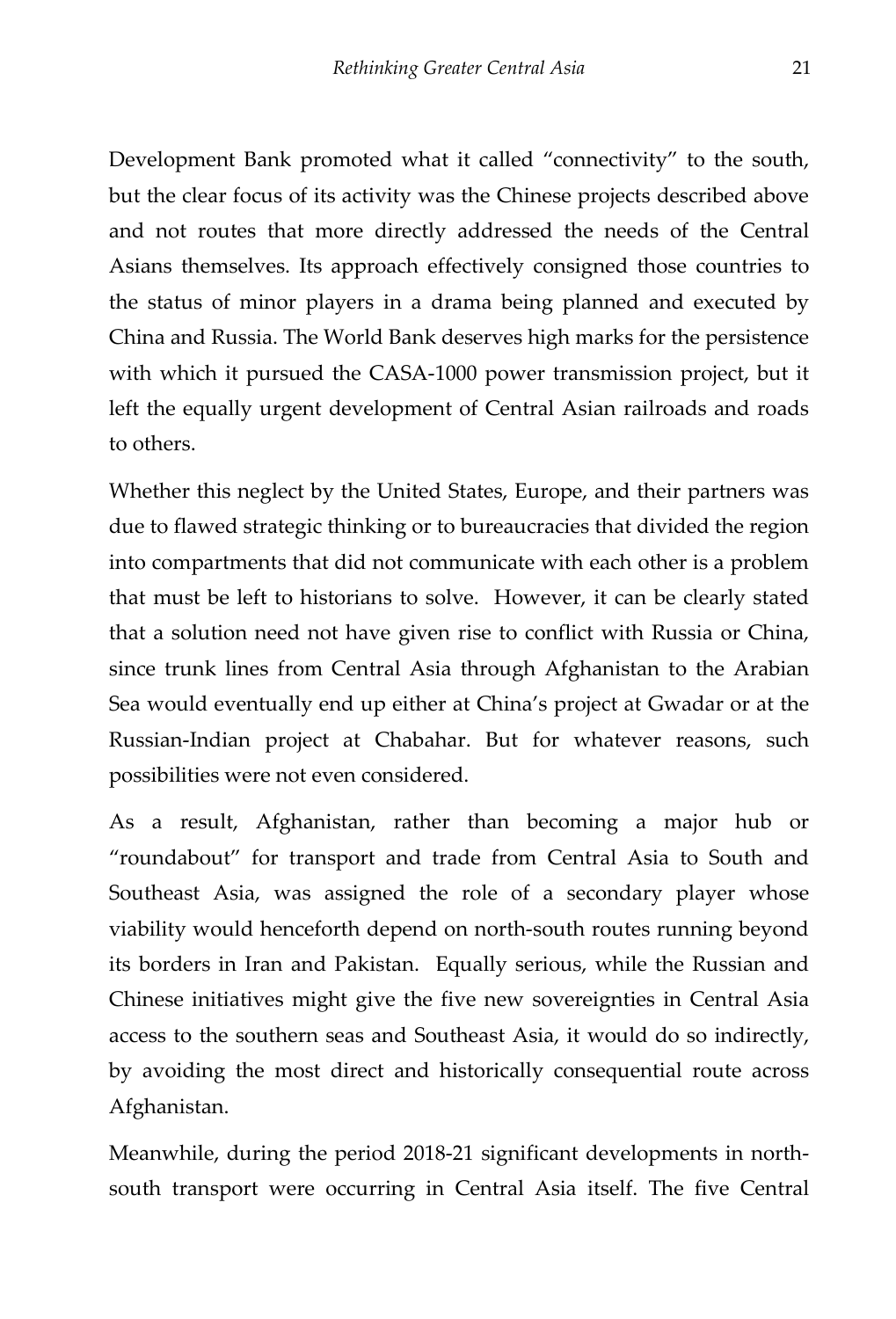Development Bank promoted what it called “connectivity” to the south, but the clear focus of its activity was the Chinese projects described above and not routes that more directly addressed the needs of the Central Asians themselves. Its approach effectively consigned those countries to the status of minor players in a drama being planned and executed by China and Russia. The World Bank deserves high marks for the persistence with which it pursued the CASA-1000 power transmission project, but it left the equally urgent development of Central Asian railroads and roads to others.

Whether this neglect by the United States, Europe, and their partners was due to flawed strategic thinking or to bureaucracies that divided the region into compartments that did not communicate with each other is a problem that must be left to historians to solve. However, it can be clearly stated that a solution need not have given rise to conflict with Russia or China, since trunk lines from Central Asia through Afghanistan to the Arabian Sea would eventually end up either at China’s project at Gwadar or at the Russian-Indian project at Chabahar. But for whatever reasons, such possibilities were not even considered.

As a result, Afghanistan, rather than becoming a major hub or “roundabout” for transport and trade from Central Asia to South and Southeast Asia, was assigned the role of a secondary player whose viability would henceforth depend on north-south routes running beyond its borders in Iran and Pakistan. Equally serious, while the Russian and Chinese initiatives might give the five new sovereignties in Central Asia access to the southern seas and Southeast Asia, it would do so indirectly, by avoiding the most direct and historically consequential route across Afghanistan.

Meanwhile, during the period 2018-21 significant developments in north-south transport were occurring in Central Asia itself. The five Central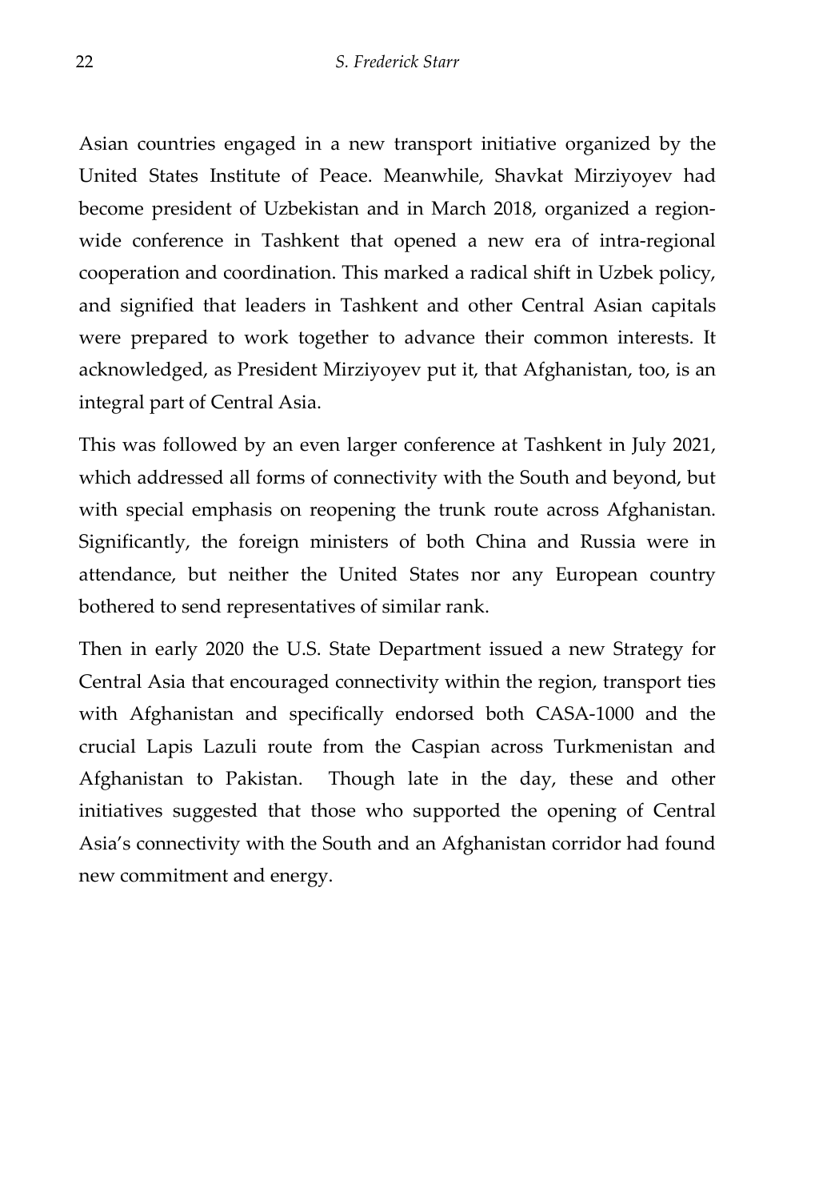Asian countries engaged in a new transport initiative organized by the United States Institute of Peace. Meanwhile, Shavkat Mirziyoyev had become president of Uzbekistan and in March 2018, organized a region-wide conference in Tashkent that opened a new era of intra-regional cooperation and coordination. This marked a radical shift in Uzbek policy, and signified that leaders in Tashkent and other Central Asian capitals were prepared to work together to advance their common interests. It acknowledged, as President Mirziyoyev put it, that Afghanistan, too, is an integral part of Central Asia.

This was followed by an even larger conference at Tashkent in July 2021, which addressed all forms of connectivity with the South and beyond, but with special emphasis on reopening the trunk route across Afghanistan. Significantly, the foreign ministers of both China and Russia were in attendance, but neither the United States nor any European country bothered to send representatives of similar rank.

Then in early 2020 the U.S. State Department issued a new Strategy for Central Asia that encouraged connectivity within the region, transport ties with Afghanistan and specifically endorsed both CASA-1000 and the crucial Lapis Lazuli route from the Caspian across Turkmenistan and Afghanistan to Pakistan. Though late in the day, these and other initiatives suggested that those who supported the opening of Central Asia's connectivity with the South and an Afghanistan corridor had found new commitment and energy.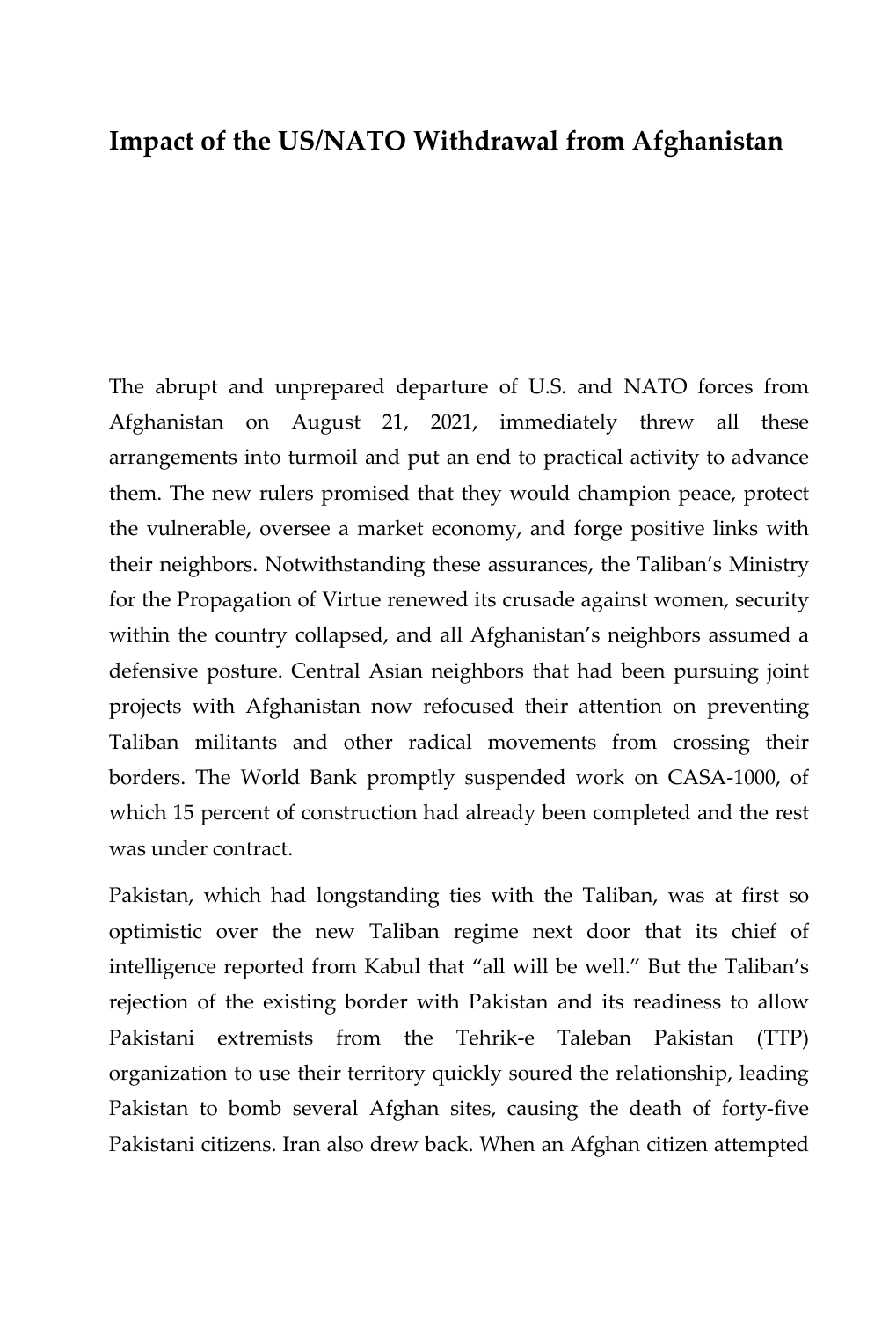## Impact of the US/NATO Withdrawal from Afghanistan

The abrupt and unprepared departure of U.S. and NATO forces from Afghanistan on August 21, 2021, immediately threw all these arrangements into turmoil and put an end to practical activity to advance them. The new rulers promised that they would champion peace, protect the vulnerable, oversee a market economy, and forge positive links with their neighbors. Notwithstanding these assurances, the Taliban's Ministry for the Propagation of Virtue renewed its crusade against women, security within the country collapsed, and all Afghanistan's neighbors assumed a defensive posture. Central Asian neighbors that had been pursuing joint projects with Afghanistan now refocused their attention on preventing Taliban militants and other radical movements from crossing their borders. The World Bank promptly suspended work on CASA-1000, of which 15 percent of construction had already been completed and the rest was under contract.

Pakistan, which had longstanding ties with the Taliban, was at first so optimistic over the new Taliban regime next door that its chief of intelligence reported from Kabul that "all will be well." But the Taliban's rejection of the existing border with Pakistan and its readiness to allow Pakistani extremists from the Tehrik-e Taleban Pakistan (TTP) organization to use their territory quickly soured the relationship, leading Pakistan to bomb several Afghan sites, causing the death of forty-five Pakistani citizens. Iran also drew back. When an Afghan citizen attempted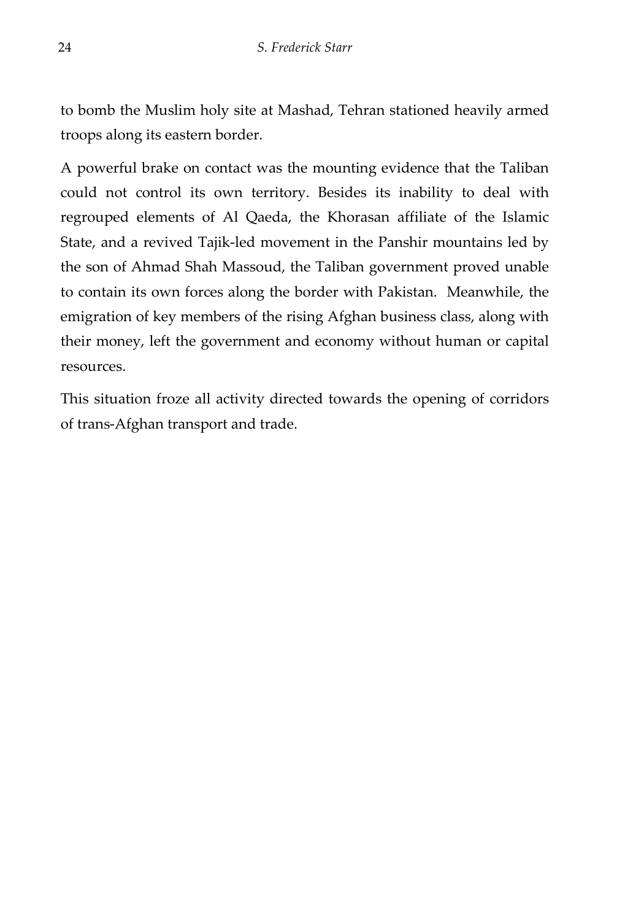to bomb the Muslim holy site at Mashad, Tehran stationed heavily armed troops along its eastern border.

A powerful brake on contact was the mounting evidence that the Taliban could not control its own territory. Besides its inability to deal with regrouped elements of Al Qaeda, the Khorasan affiliate of the Islamic State, and a revived Tajik-led movement in the Panshir mountains led by the son of Ahmad Shah Massoud, the Taliban government proved unable to contain its own forces along the border with Pakistan. Meanwhile, the emigration of key members of the rising Afghan business class, along with their money, left the government and economy without human or capital resources.

This situation froze all activity directed towards the opening of corridors of trans-Afghan transport and trade.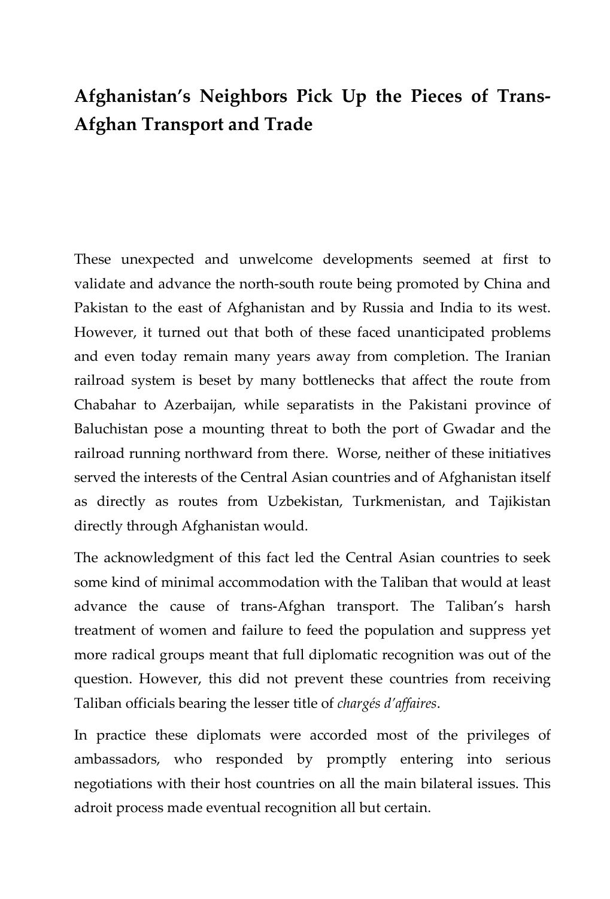# Afghanistan's Neighbors Pick Up the Pieces of Trans-Afghan Transport and Trade

These unexpected and unwelcome developments seemed at first to validate and advance the north-south route being promoted by China and Pakistan to the east of Afghanistan and by Russia and India to its west. However, it turned out that both of these faced unanticipated problems and even today remain many years away from completion. The Iranian railroad system is beset by many bottlenecks that affect the route from Chabahar to Azerbaijan, while separatists in the Pakistani province of Baluchistan pose a mounting threat to both the port of Gwadar and the railroad running northward from there. Worse, neither of these initiatives served the interests of the Central Asian countries and of Afghanistan itself as directly as routes from Uzbekistan, Turkmenistan, and Tajikistan directly through Afghanistan would.

The acknowledgment of this fact led the Central Asian countries to seek some kind of minimal accommodation with the Taliban that would at least advance the cause of trans-Afghan transport. The Taliban's harsh treatment of women and failure to feed the population and suppress yet more radical groups meant that full diplomatic recognition was out of the question. However, this did not prevent these countries from receiving Taliban officials bearing the lesser title of *chargés d'affaires*.

In practice these diplomats were accorded most of the privileges of ambassadors, who responded by promptly entering into serious negotiations with their host countries on all the main bilateral issues. This adroit process made eventual recognition all but certain.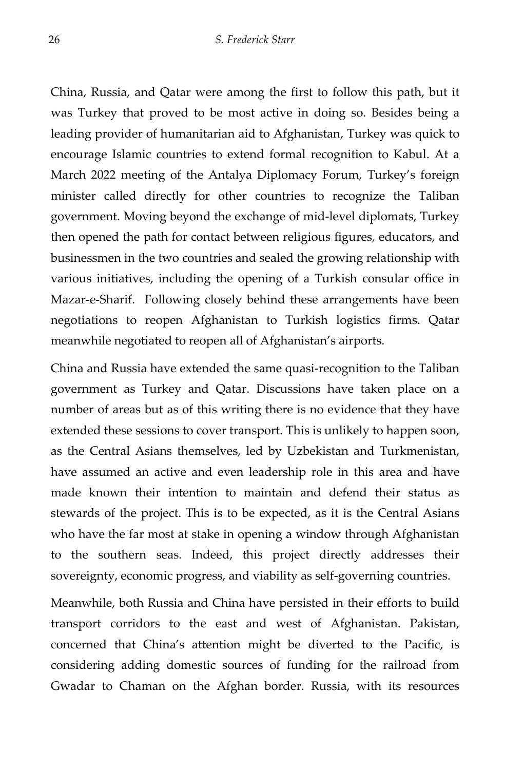China, Russia, and Qatar were among the first to follow this path, but it was Turkey that proved to be most active in doing so. Besides being a leading provider of humanitarian aid to Afghanistan, Turkey was quick to encourage Islamic countries to extend formal recognition to Kabul. At a March 2022 meeting of the Antalya Diplomacy Forum, Turkey's foreign minister called directly for other countries to recognize the Taliban government. Moving beyond the exchange of mid-level diplomats, Turkey then opened the path for contact between religious figures, educators, and businessmen in the two countries and sealed the growing relationship with various initiatives, including the opening of a Turkish consular office in Mazar-e-Sharif. Following closely behind these arrangements have been negotiations to reopen Afghanistan to Turkish logistics firms. Qatar meanwhile negotiated to reopen all of Afghanistan's airports.

China and Russia have extended the same quasi-recognition to the Taliban government as Turkey and Qatar. Discussions have taken place on a number of areas but as of this writing there is no evidence that they have extended these sessions to cover transport. This is unlikely to happen soon, as the Central Asians themselves, led by Uzbekistan and Turkmenistan, have assumed an active and even leadership role in this area and have made known their intention to maintain and defend their status as stewards of the project. This is to be expected, as it is the Central Asians who have the far most at stake in opening a window through Afghanistan to the southern seas. Indeed, this project directly addresses their sovereignty, economic progress, and viability as self-governing countries.

Meanwhile, both Russia and China have persisted in their efforts to build transport corridors to the east and west of Afghanistan. Pakistan, concerned that China's attention might be diverted to the Pacific, is considering adding domestic sources of funding for the railroad from Gwadar to Chaman on the Afghan border. Russia, with its resources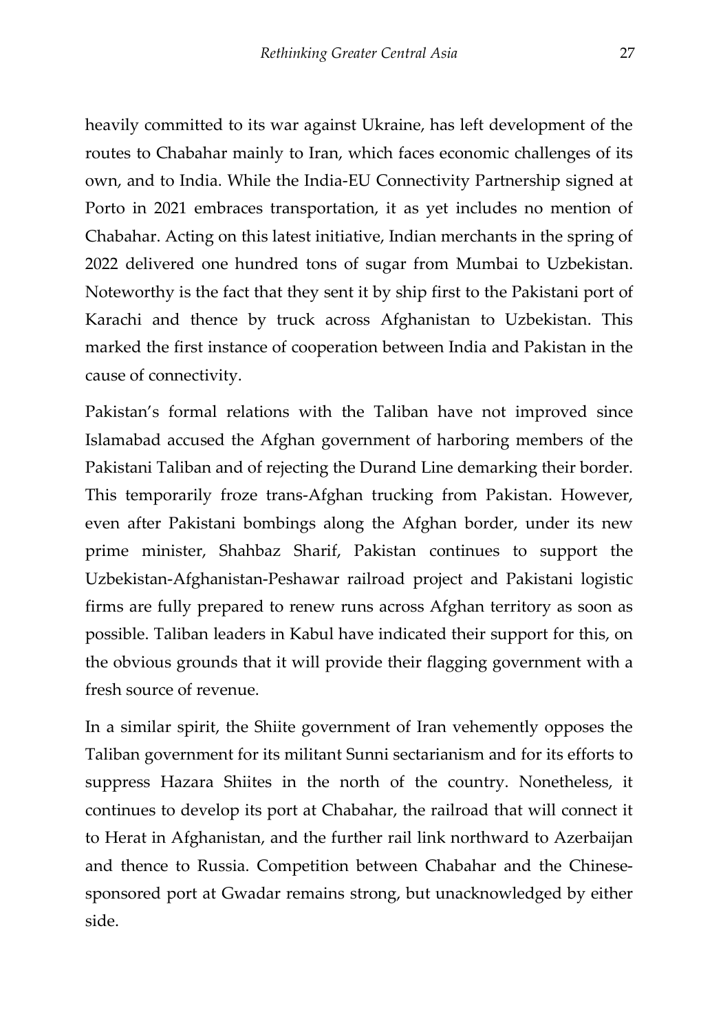heavily committed to its war against Ukraine, has left development of the routes to Chabahar mainly to Iran, which faces economic challenges of its own, and to India. While the India-EU Connectivity Partnership signed at Porto in 2021 embraces transportation, it as yet includes no mention of Chabahar. Acting on this latest initiative, Indian merchants in the spring of 2022 delivered one hundred tons of sugar from Mumbai to Uzbekistan. Noteworthy is the fact that they sent it by ship first to the Pakistani port of Karachi and thence by truck across Afghanistan to Uzbekistan. This marked the first instance of cooperation between India and Pakistan in the cause of connectivity.

Pakistan's formal relations with the Taliban have not improved since Islamabad accused the Afghan government of harboring members of the Pakistani Taliban and of rejecting the Durand Line demarking their border. This temporarily froze trans-Afghan trucking from Pakistan. However, even after Pakistani bombings along the Afghan border, under its new prime minister, Shahbaz Sharif, Pakistan continues to support the Uzbekistan-Afghanistan-Peshawar railroad project and Pakistani logistic firms are fully prepared to renew runs across Afghan territory as soon as possible. Taliban leaders in Kabul have indicated their support for this, on the obvious grounds that it will provide their flagging government with a fresh source of revenue.

In a similar spirit, the Shiite government of Iran vehemently opposes the Taliban government for its militant Sunni sectarianism and for its efforts to suppress Hazara Shiites in the north of the country. Nonetheless, it continues to develop its port at Chabahar, the railroad that will connect it to Herat in Afghanistan, and the further rail link northward to Azerbaijan and thence to Russia. Competition between Chabahar and the Chinese-sponsored port at Gwadar remains strong, but unacknowledged by either side.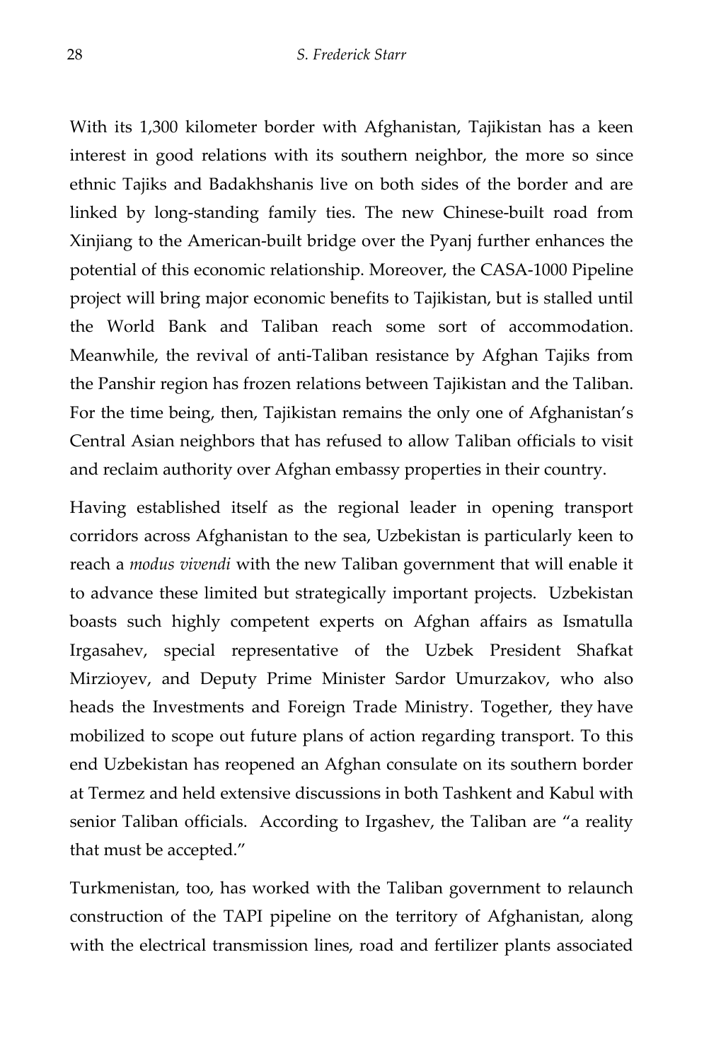With its 1,300 kilometer border with Afghanistan, Tajikistan has a keen interest in good relations with its southern neighbor, the more so since ethnic Tajiks and Badakhshanis live on both sides of the border and are linked by long-standing family ties. The new Chinese-built road from Xinjiang to the American-built bridge over the Pyanj further enhances the potential of this economic relationship. Moreover, the CASA-1000 Pipeline project will bring major economic benefits to Tajikistan, but is stalled until the World Bank and Taliban reach some sort of accommodation. Meanwhile, the revival of anti-Taliban resistance by Afghan Tajiks from the Panshir region has frozen relations between Tajikistan and the Taliban. For the time being, then, Tajikistan remains the only one of Afghanistan's Central Asian neighbors that has refused to allow Taliban officials to visit and reclaim authority over Afghan embassy properties in their country.

Having established itself as the regional leader in opening transport corridors across Afghanistan to the sea, Uzbekistan is particularly keen to reach a *modus vivendi* with the new Taliban government that will enable it to advance these limited but strategically important projects. Uzbekistan boasts such highly competent experts on Afghan affairs as Ismatulla Irgasahev, special representative of the Uzbek President Shafkat Mirzioyev, and Deputy Prime Minister Sardor Umurzakov, who also heads the Investments and Foreign Trade Ministry. Together, they have mobilized to scope out future plans of action regarding transport. To this end Uzbekistan has reopened an Afghan consulate on its southern border at Termez and held extensive discussions in both Tashkent and Kabul with senior Taliban officials. According to Irgashev, the Taliban are "a reality that must be accepted."

Turkmenistan, too, has worked with the Taliban government to relaunch construction of the TAPI pipeline on the territory of Afghanistan, along with the electrical transmission lines, road and fertilizer plants associated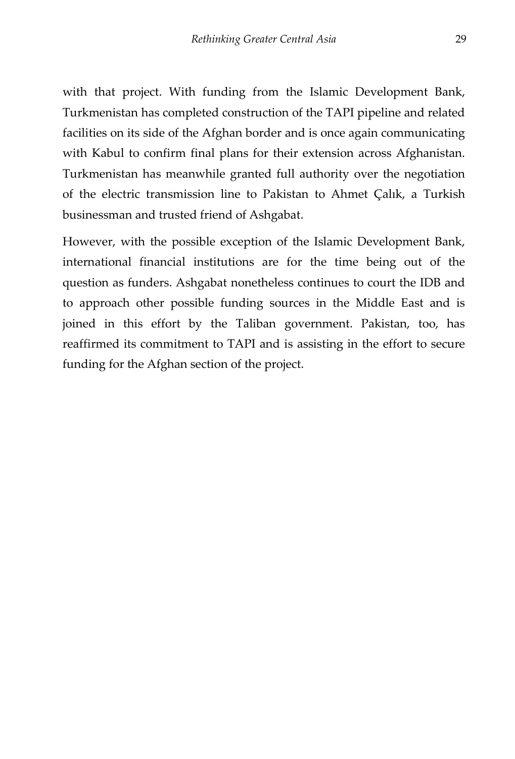with that project. With funding from the Islamic Development Bank, Turkmenistan has completed construction of the TAPI pipeline and related facilities on its side of the Afghan border and is once again communicating with Kabul to confirm final plans for their extension across Afghanistan. Turkmenistan has meanwhile granted full authority over the negotiation of the electric transmission line to Pakistan to Ahmet Çalık, a Turkish businessman and trusted friend of Ashgabat.

However, with the possible exception of the Islamic Development Bank, international financial institutions are for the time being out of the question as funders. Ashgabat nonetheless continues to court the IDB and to approach other possible funding sources in the Middle East and is joined in this effort by the Taliban government. Pakistan, too, has reaffirmed its commitment to TAPI and is assisting in the effort to secure funding for the Afghan section of the project.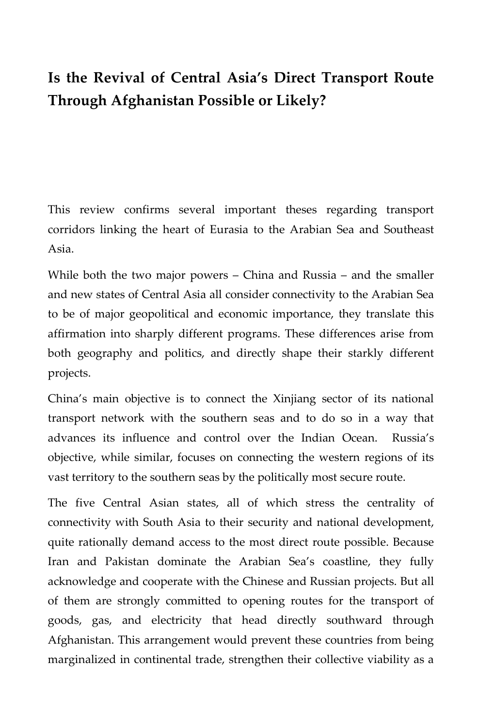## Is the Revival of Central Asia's Direct Transport Route Through Afghanistan Possible or Likely?

This review confirms several important theses regarding transport corridors linking the heart of Eurasia to the Arabian Sea and Southeast Asia.

While both the two major powers – China and Russia – and the smaller and new states of Central Asia all consider connectivity to the Arabian Sea to be of major geopolitical and economic importance, they translate this affirmation into sharply different programs. These differences arise from both geography and politics, and directly shape their starkly different projects.

China's main objective is to connect the Xinjiang sector of its national transport network with the southern seas and to do so in a way that advances its influence and control over the Indian Ocean. Russia's objective, while similar, focuses on connecting the western regions of its vast territory to the southern seas by the politically most secure route.

The five Central Asian states, all of which stress the centrality of connectivity with South Asia to their security and national development, quite rationally demand access to the most direct route possible. Because Iran and Pakistan dominate the Arabian Sea's coastline, they fully acknowledge and cooperate with the Chinese and Russian projects. But all of them are strongly committed to opening routes for the transport of goods, gas, and electricity that head directly southward through Afghanistan. This arrangement would prevent these countries from being marginalized in continental trade, strengthen their collective viability as a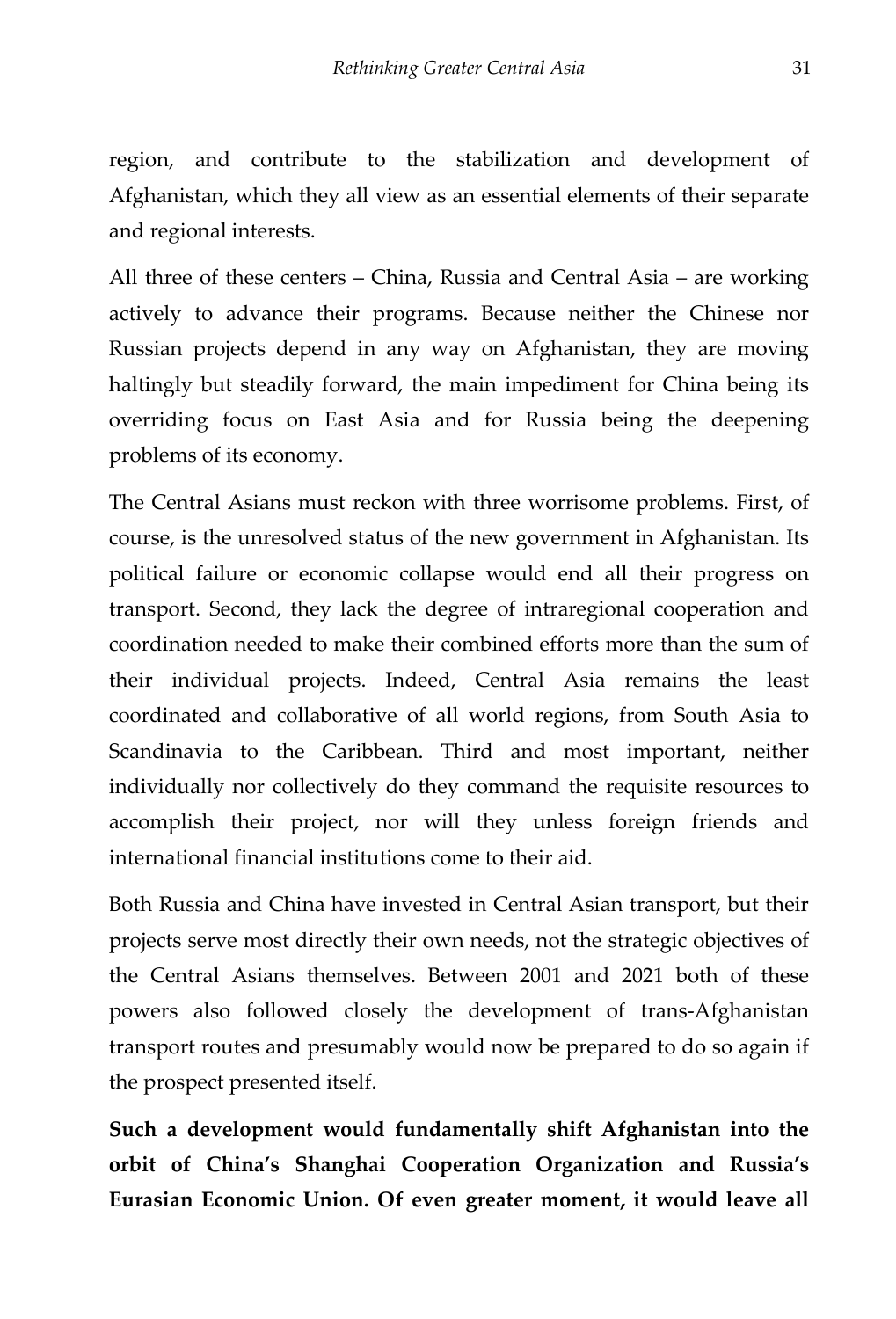region, and contribute to the stabilization and development of Afghanistan, which they all view as an essential elements of their separate and regional interests.

All three of these centers – China, Russia and Central Asia – are working actively to advance their programs. Because neither the Chinese nor Russian projects depend in any way on Afghanistan, they are moving haltingly but steadily forward, the main impediment for China being its overriding focus on East Asia and for Russia being the deepening problems of its economy.

The Central Asians must reckon with three worrisome problems. First, of course, is the unresolved status of the new government in Afghanistan. Its political failure or economic collapse would end all their progress on transport. Second, they lack the degree of intraregional cooperation and coordination needed to make their combined efforts more than the sum of their individual projects. Indeed, Central Asia remains the least coordinated and collaborative of all world regions, from South Asia to Scandinavia to the Caribbean. Third and most important, neither individually nor collectively do they command the requisite resources to accomplish their project, nor will they unless foreign friends and international financial institutions come to their aid.

Both Russia and China have invested in Central Asian transport, but their projects serve most directly their own needs, not the strategic objectives of the Central Asians themselves. Between 2001 and 2021 both of these powers also followed closely the development of trans-Afghanistan transport routes and presumably would now be prepared to do so again if the prospect presented itself.

**Such a development would fundamentally shift Afghanistan into the orbit of China's Shanghai Cooperation Organization and Russia's Eurasian Economic Union. Of even greater moment, it would leave all**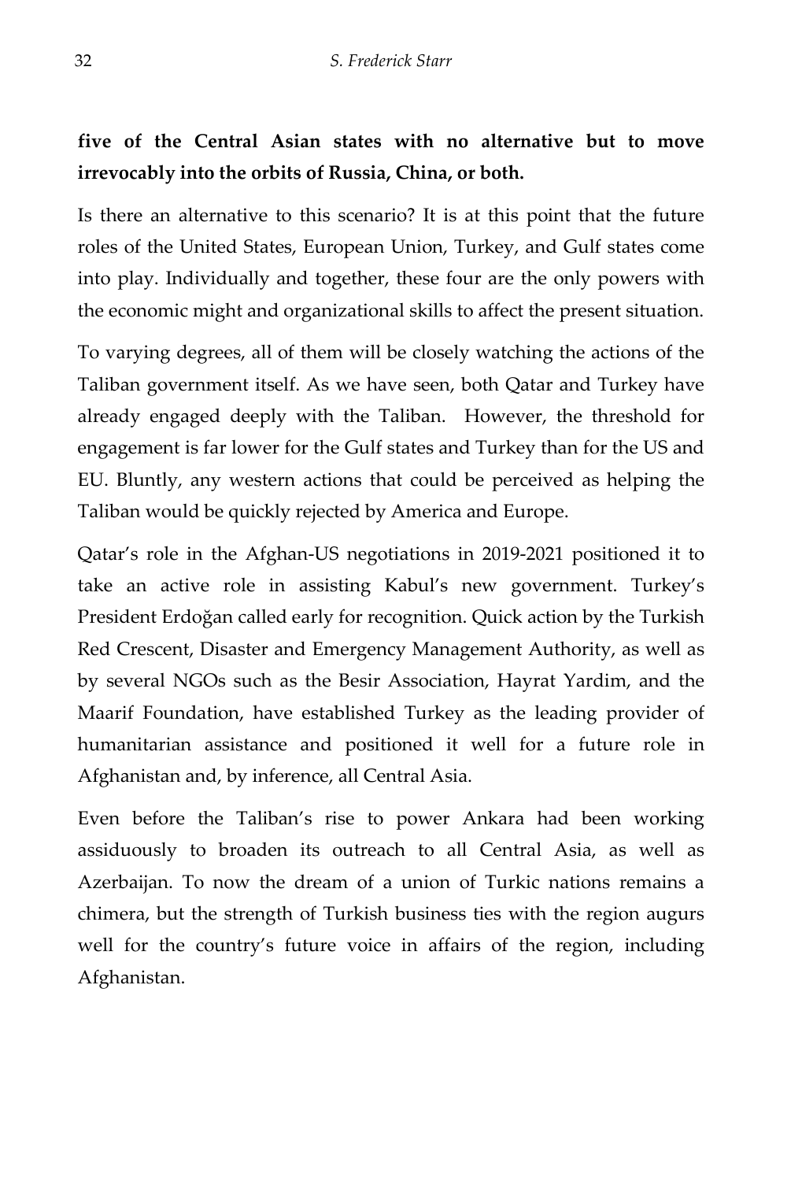**five of the Central Asian states with no alternative but to move irrevocably into the orbits of Russia, China, or both.**

Is there an alternative to this scenario? It is at this point that the future roles of the United States, European Union, Turkey, and Gulf states come into play. Individually and together, these four are the only powers with the economic might and organizational skills to affect the present situation.

To varying degrees, all of them will be closely watching the actions of the Taliban government itself. As we have seen, both Qatar and Turkey have already engaged deeply with the Taliban. However, the threshold for engagement is far lower for the Gulf states and Turkey than for the US and EU. Bluntly, any western actions that could be perceived as helping the Taliban would be quickly rejected by America and Europe.

Qatar's role in the Afghan-US negotiations in 2019-2021 positioned it to take an active role in assisting Kabul's new government. Turkey's President Erdoğan called early for recognition. Quick action by the Turkish Red Crescent, Disaster and Emergency Management Authority, as well as by several NGOs such as the Besir Association, Hayrat Yardim, and the Maarif Foundation, have established Turkey as the leading provider of humanitarian assistance and positioned it well for a future role in Afghanistan and, by inference, all Central Asia.

Even before the Taliban's rise to power Ankara had been working assiduously to broaden its outreach to all Central Asia, as well as Azerbaijan. To now the dream of a union of Turkic nations remains a chimera, but the strength of Turkish business ties with the region augurs well for the country's future voice in affairs of the region, including Afghanistan.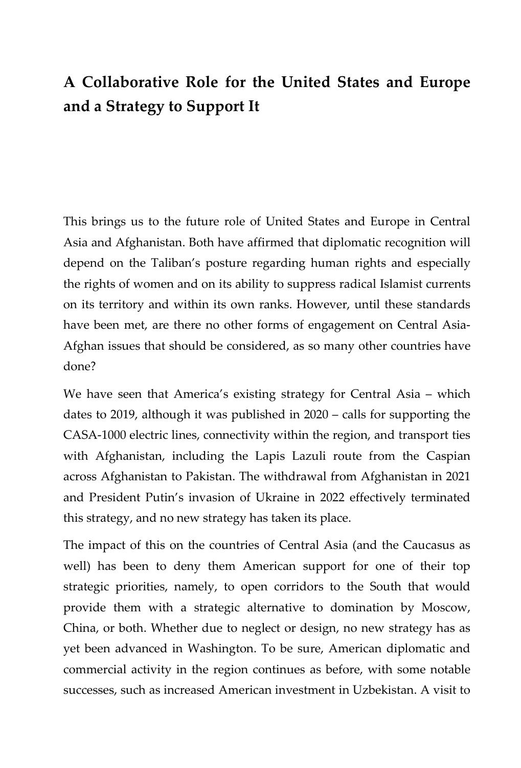## A Collaborative Role for the United States and Europe and a Strategy to Support It

This brings us to the future role of United States and Europe in Central Asia and Afghanistan. Both have affirmed that diplomatic recognition will depend on the Taliban's posture regarding human rights and especially the rights of women and on its ability to suppress radical Islamist currents on its territory and within its own ranks. However, until these standards have been met, are there no other forms of engagement on Central Asia-Afghan issues that should be considered, as so many other countries have done?

We have seen that America's existing strategy for Central Asia – which dates to 2019, although it was published in 2020 – calls for supporting the CASA-1000 electric lines, connectivity within the region, and transport ties with Afghanistan, including the Lapis Lazuli route from the Caspian across Afghanistan to Pakistan. The withdrawal from Afghanistan in 2021 and President Putin's invasion of Ukraine in 2022 effectively terminated this strategy, and no new strategy has taken its place.

The impact of this on the countries of Central Asia (and the Caucasus as well) has been to deny them American support for one of their top strategic priorities, namely, to open corridors to the South that would provide them with a strategic alternative to domination by Moscow, China, or both. Whether due to neglect or design, no new strategy has as yet been advanced in Washington. To be sure, American diplomatic and commercial activity in the region continues as before, with some notable successes, such as increased American investment in Uzbekistan. A visit to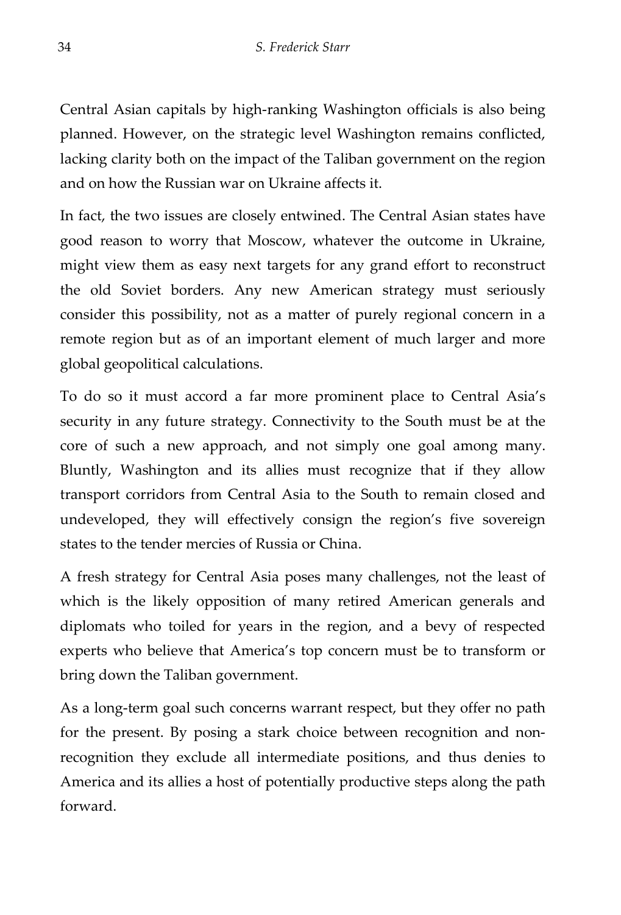Central Asian capitals by high-ranking Washington officials is also being planned. However, on the strategic level Washington remains conflicted, lacking clarity both on the impact of the Taliban government on the region and on how the Russian war on Ukraine affects it.

In fact, the two issues are closely entwined. The Central Asian states have good reason to worry that Moscow, whatever the outcome in Ukraine, might view them as easy next targets for any grand effort to reconstruct the old Soviet borders. Any new American strategy must seriously consider this possibility, not as a matter of purely regional concern in a remote region but as of an important element of much larger and more global geopolitical calculations.

To do so it must accord a far more prominent place to Central Asia's security in any future strategy. Connectivity to the South must be at the core of such a new approach, and not simply one goal among many. Bluntly, Washington and its allies must recognize that if they allow transport corridors from Central Asia to the South to remain closed and undeveloped, they will effectively consign the region's five sovereign states to the tender mercies of Russia or China.

A fresh strategy for Central Asia poses many challenges, not the least of which is the likely opposition of many retired American generals and diplomats who toiled for years in the region, and a bevy of respected experts who believe that America's top concern must be to transform or bring down the Taliban government.

As a long-term goal such concerns warrant respect, but they offer no path for the present. By posing a stark choice between recognition and non-recognition they exclude all intermediate positions, and thus denies to America and its allies a host of potentially productive steps along the path forward.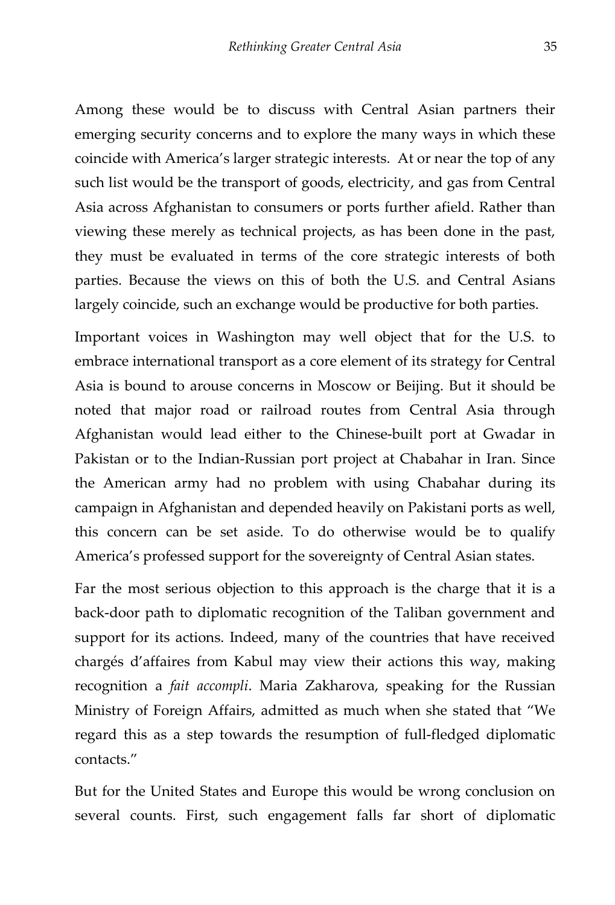Among these would be to discuss with Central Asian partners their emerging security concerns and to explore the many ways in which these coincide with America's larger strategic interests. At or near the top of any such list would be the transport of goods, electricity, and gas from Central Asia across Afghanistan to consumers or ports further afield. Rather than viewing these merely as technical projects, as has been done in the past, they must be evaluated in terms of the core strategic interests of both parties. Because the views on this of both the U.S. and Central Asians largely coincide, such an exchange would be productive for both parties.

Important voices in Washington may well object that for the U.S. to embrace international transport as a core element of its strategy for Central Asia is bound to arouse concerns in Moscow or Beijing. But it should be noted that major road or railroad routes from Central Asia through Afghanistan would lead either to the Chinese-built port at Gwadar in Pakistan or to the Indian-Russian port project at Chabahar in Iran. Since the American army had no problem with using Chabahar during its campaign in Afghanistan and depended heavily on Pakistani ports as well, this concern can be set aside. To do otherwise would be to qualify America's professed support for the sovereignty of Central Asian states.

Far the most serious objection to this approach is the charge that it is a back-door path to diplomatic recognition of the Taliban government and support for its actions. Indeed, many of the countries that have received chargés d'affaires from Kabul may view their actions this way, making recognition a *fait accompli*. Maria Zakharova, speaking for the Russian Ministry of Foreign Affairs, admitted as much when she stated that "We regard this as a step towards the resumption of full-fledged diplomatic contacts."

But for the United States and Europe this would be wrong conclusion on several counts. First, such engagement falls far short of diplomatic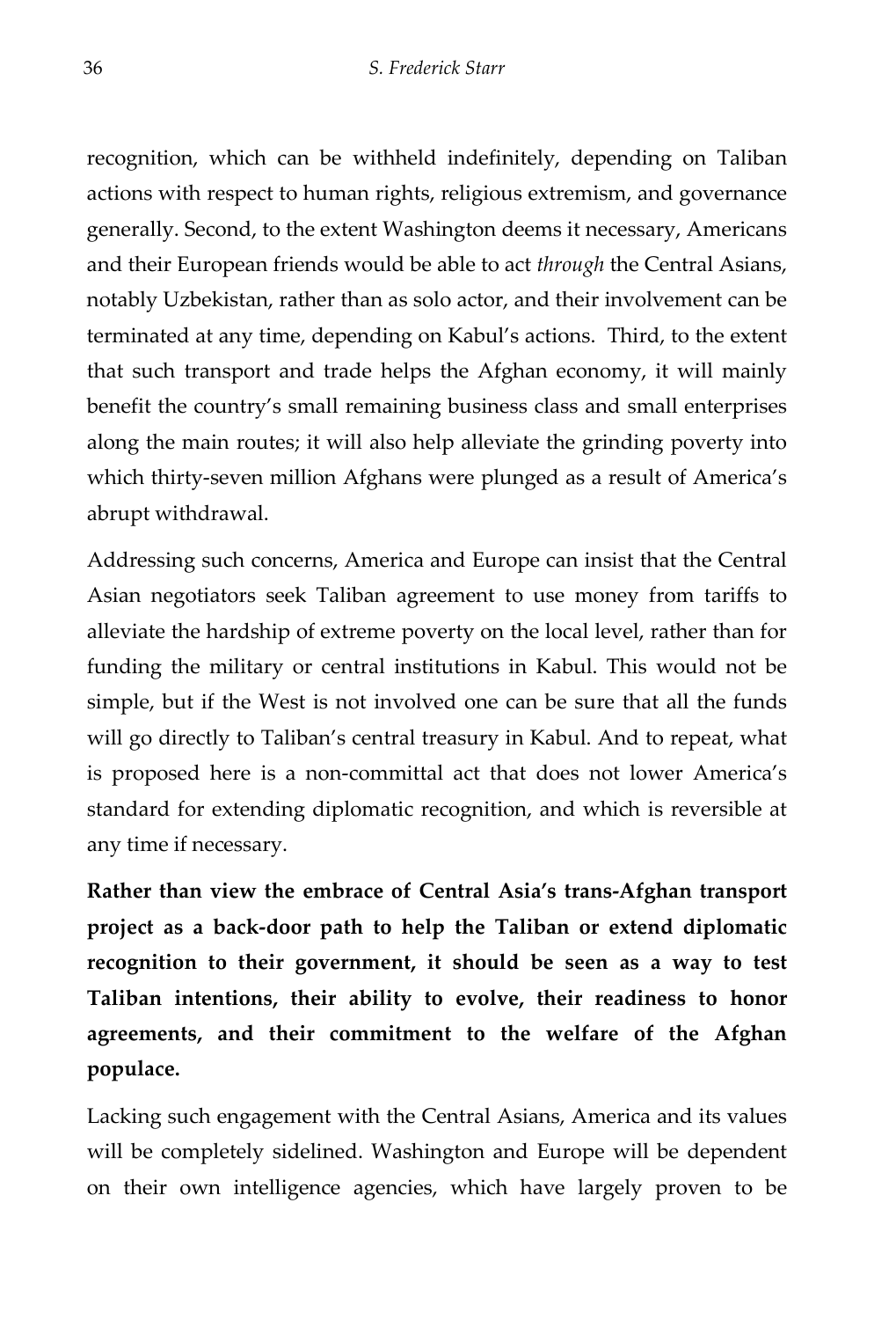recognition, which can be withheld indefinitely, depending on Taliban actions with respect to human rights, religious extremism, and governance generally. Second, to the extent Washington deems it necessary, Americans and their European friends would be able to act *through* the Central Asians, notably Uzbekistan, rather than as solo actor, and their involvement can be terminated at any time, depending on Kabul's actions. Third, to the extent that such transport and trade helps the Afghan economy, it will mainly benefit the country's small remaining business class and small enterprises along the main routes; it will also help alleviate the grinding poverty into which thirty-seven million Afghans were plunged as a result of America's abrupt withdrawal.

Addressing such concerns, America and Europe can insist that the Central Asian negotiators seek Taliban agreement to use money from tariffs to alleviate the hardship of extreme poverty on the local level, rather than for funding the military or central institutions in Kabul. This would not be simple, but if the West is not involved one can be sure that all the funds will go directly to Taliban's central treasury in Kabul. And to repeat, what is proposed here is a non-committal act that does not lower America's standard for extending diplomatic recognition, and which is reversible at any time if necessary.

**Rather than view the embrace of Central Asia's trans-Afghan transport project as a back-door path to help the Taliban or extend diplomatic recognition to their government, it should be seen as a way to test Taliban intentions, their ability to evolve, their readiness to honor agreements, and their commitment to the welfare of the Afghan populace.**

Lacking such engagement with the Central Asians, America and its values will be completely sidelined. Washington and Europe will be dependent on their own intelligence agencies, which have largely proven to be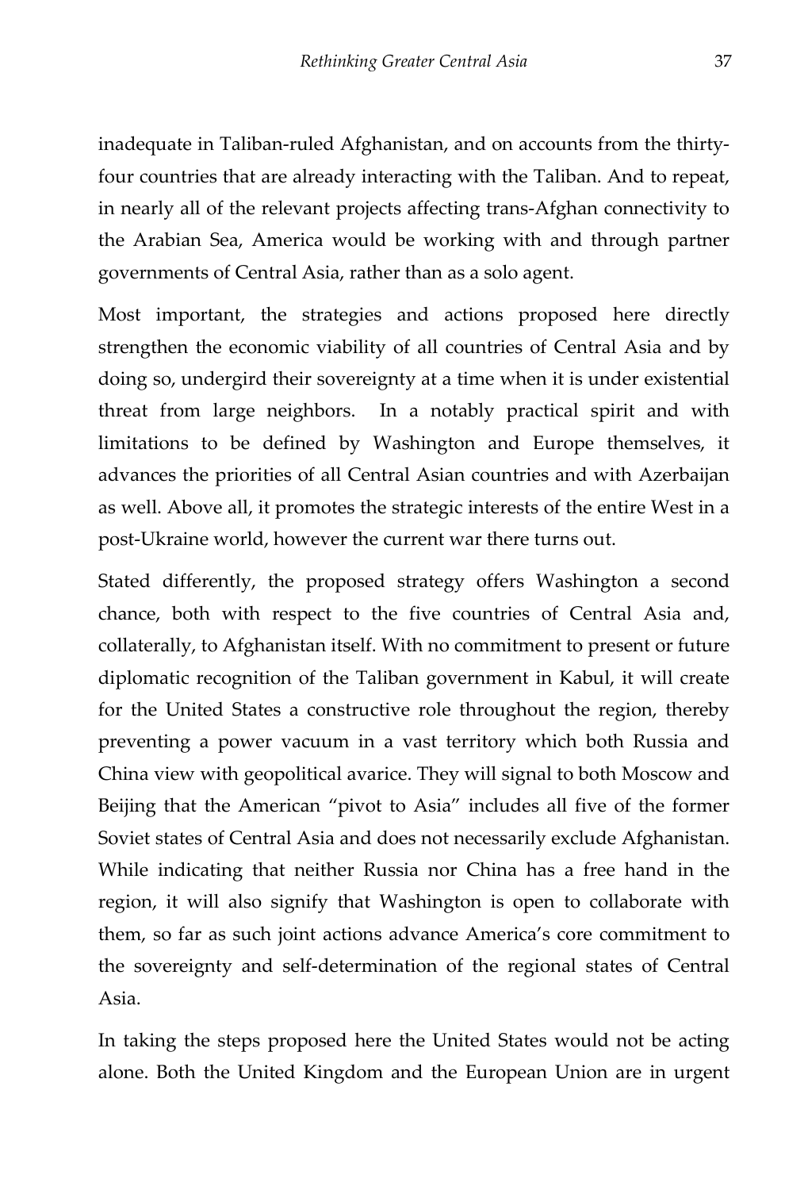inadequate in Taliban-ruled Afghanistan, and on accounts from the thirty-four countries that are already interacting with the Taliban. And to repeat, in nearly all of the relevant projects affecting trans-Afghan connectivity to the Arabian Sea, America would be working with and through partner governments of Central Asia, rather than as a solo agent.

Most important, the strategies and actions proposed here directly strengthen the economic viability of all countries of Central Asia and by doing so, undergird their sovereignty at a time when it is under existential threat from large neighbors. In a notably practical spirit and with limitations to be defined by Washington and Europe themselves, it advances the priorities of all Central Asian countries and with Azerbaijan as well. Above all, it promotes the strategic interests of the entire West in a post-Ukraine world, however the current war there turns out.

Stated differently, the proposed strategy offers Washington a second chance, both with respect to the five countries of Central Asia and, collaterally, to Afghanistan itself. With no commitment to present or future diplomatic recognition of the Taliban government in Kabul, it will create for the United States a constructive role throughout the region, thereby preventing a power vacuum in a vast territory which both Russia and China view with geopolitical avarice. They will signal to both Moscow and Beijing that the American "pivot to Asia" includes all five of the former Soviet states of Central Asia and does not necessarily exclude Afghanistan. While indicating that neither Russia nor China has a free hand in the region, it will also signify that Washington is open to collaborate with them, so far as such joint actions advance America's core commitment to the sovereignty and self-determination of the regional states of Central Asia.

In taking the steps proposed here the United States would not be acting alone. Both the United Kingdom and the European Union are in urgent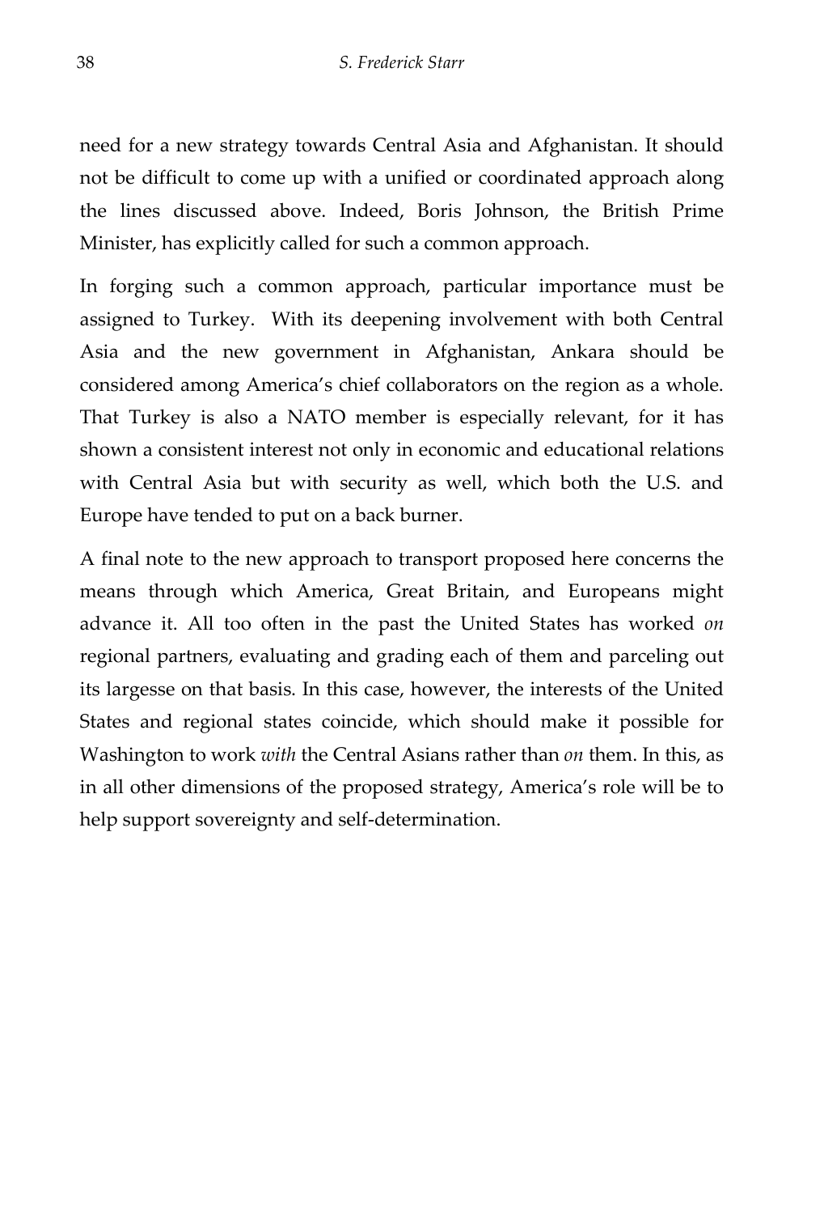need for a new strategy towards Central Asia and Afghanistan. It should not be difficult to come up with a unified or coordinated approach along the lines discussed above. Indeed, Boris Johnson, the British Prime Minister, has explicitly called for such a common approach.

In forging such a common approach, particular importance must be assigned to Turkey. With its deepening involvement with both Central Asia and the new government in Afghanistan, Ankara should be considered among America's chief collaborators on the region as a whole. That Turkey is also a NATO member is especially relevant, for it has shown a consistent interest not only in economic and educational relations with Central Asia but with security as well, which both the U.S. and Europe have tended to put on a back burner.

A final note to the new approach to transport proposed here concerns the means through which America, Great Britain, and Europeans might advance it. All too often in the past the United States has worked *on* regional partners, evaluating and grading each of them and parceling out its largesse on that basis. In this case, however, the interests of the United States and regional states coincide, which should make it possible for Washington to work *with* the Central Asians rather than *on* them. In this, as in all other dimensions of the proposed strategy, America's role will be to help support sovereignty and self-determination.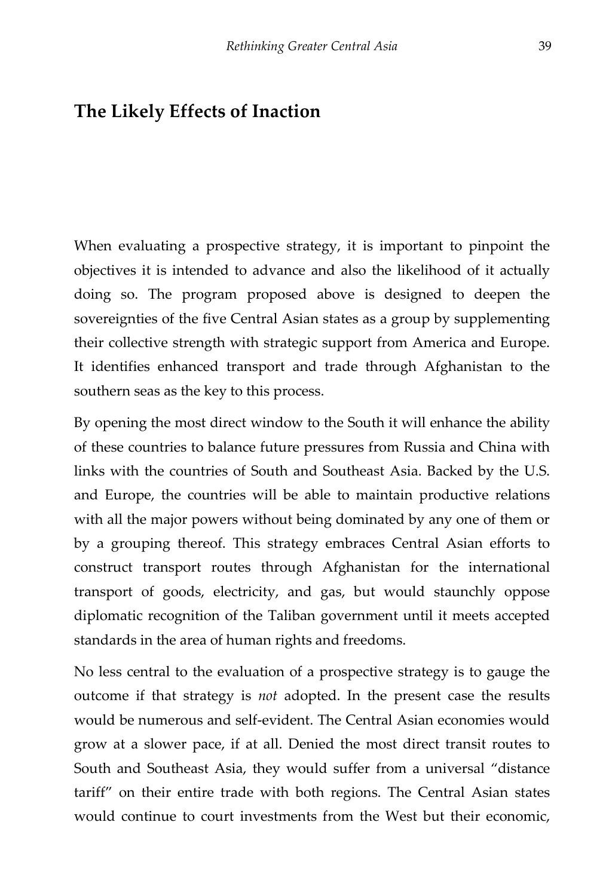## The Likely Effects of Inaction

When evaluating a prospective strategy, it is important to pinpoint the objectives it is intended to advance and also the likelihood of it actually doing so. The program proposed above is designed to deepen the sovereignties of the five Central Asian states as a group by supplementing their collective strength with strategic support from America and Europe. It identifies enhanced transport and trade through Afghanistan to the southern seas as the key to this process.

By opening the most direct window to the South it will enhance the ability of these countries to balance future pressures from Russia and China with links with the countries of South and Southeast Asia. Backed by the U.S. and Europe, the countries will be able to maintain productive relations with all the major powers without being dominated by any one of them or by a grouping thereof. This strategy embraces Central Asian efforts to construct transport routes through Afghanistan for the international transport of goods, electricity, and gas, but would staunchly oppose diplomatic recognition of the Taliban government until it meets accepted standards in the area of human rights and freedoms.

No less central to the evaluation of a prospective strategy is to gauge the outcome if that strategy is *not* adopted. In the present case the results would be numerous and self-evident. The Central Asian economies would grow at a slower pace, if at all. Denied the most direct transit routes to South and Southeast Asia, they would suffer from a universal "distance tariff" on their entire trade with both regions. The Central Asian states would continue to court investments from the West but their economic,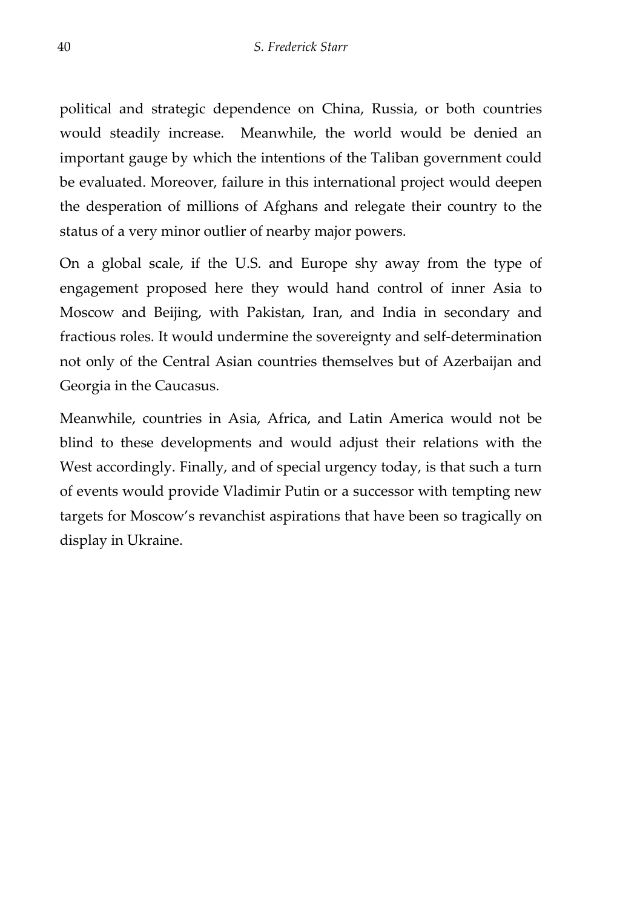political and strategic dependence on China, Russia, or both countries would steadily increase. Meanwhile, the world would be denied an important gauge by which the intentions of the Taliban government could be evaluated. Moreover, failure in this international project would deepen the desperation of millions of Afghans and relegate their country to the status of a very minor outlier of nearby major powers.

On a global scale, if the U.S. and Europe shy away from the type of engagement proposed here they would hand control of inner Asia to Moscow and Beijing, with Pakistan, Iran, and India in secondary and fractious roles. It would undermine the sovereignty and self-determination not only of the Central Asian countries themselves but of Azerbaijan and Georgia in the Caucasus.

Meanwhile, countries in Asia, Africa, and Latin America would not be blind to these developments and would adjust their relations with the West accordingly. Finally, and of special urgency today, is that such a turn of events would provide Vladimir Putin or a successor with tempting new targets for Moscow's revanchist aspirations that have been so tragically on display in Ukraine.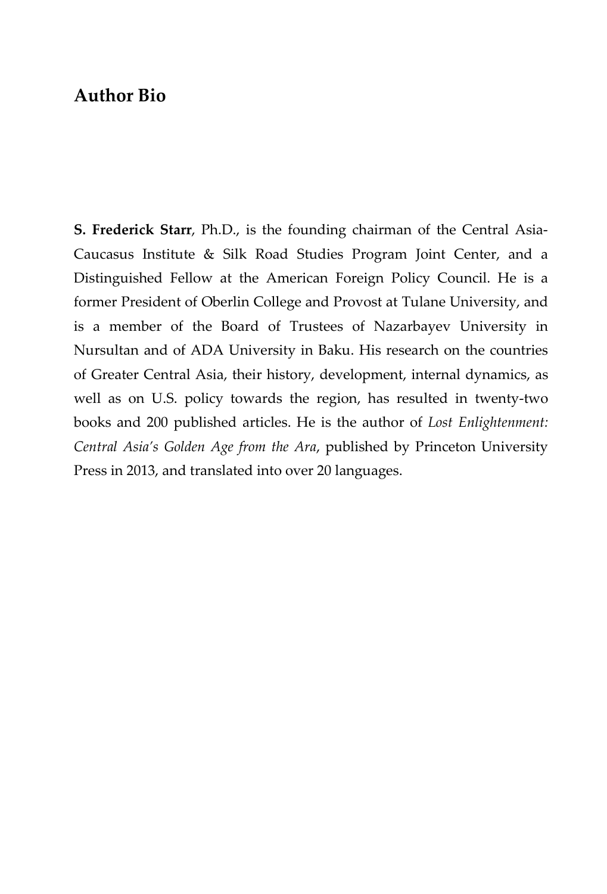## Author Bio

**S. Frederick Starr**, Ph.D., is the founding chairman of the Central Asia-Caucasus Institute & Silk Road Studies Program Joint Center, and a Distinguished Fellow at the American Foreign Policy Council. He is a former President of Oberlin College and Provost at Tulane University, and is a member of the Board of Trustees of Nazarbayev University in Nursultan and of ADA University in Baku. His research on the countries of Greater Central Asia, their history, development, internal dynamics, as well as on U.S. policy towards the region, has resulted in twenty-two books and 200 published articles. He is the author of *Lost Enlightenment: Central Asia's Golden Age from the Ara*, published by Princeton University Press in 2013, and translated into over 20 languages.